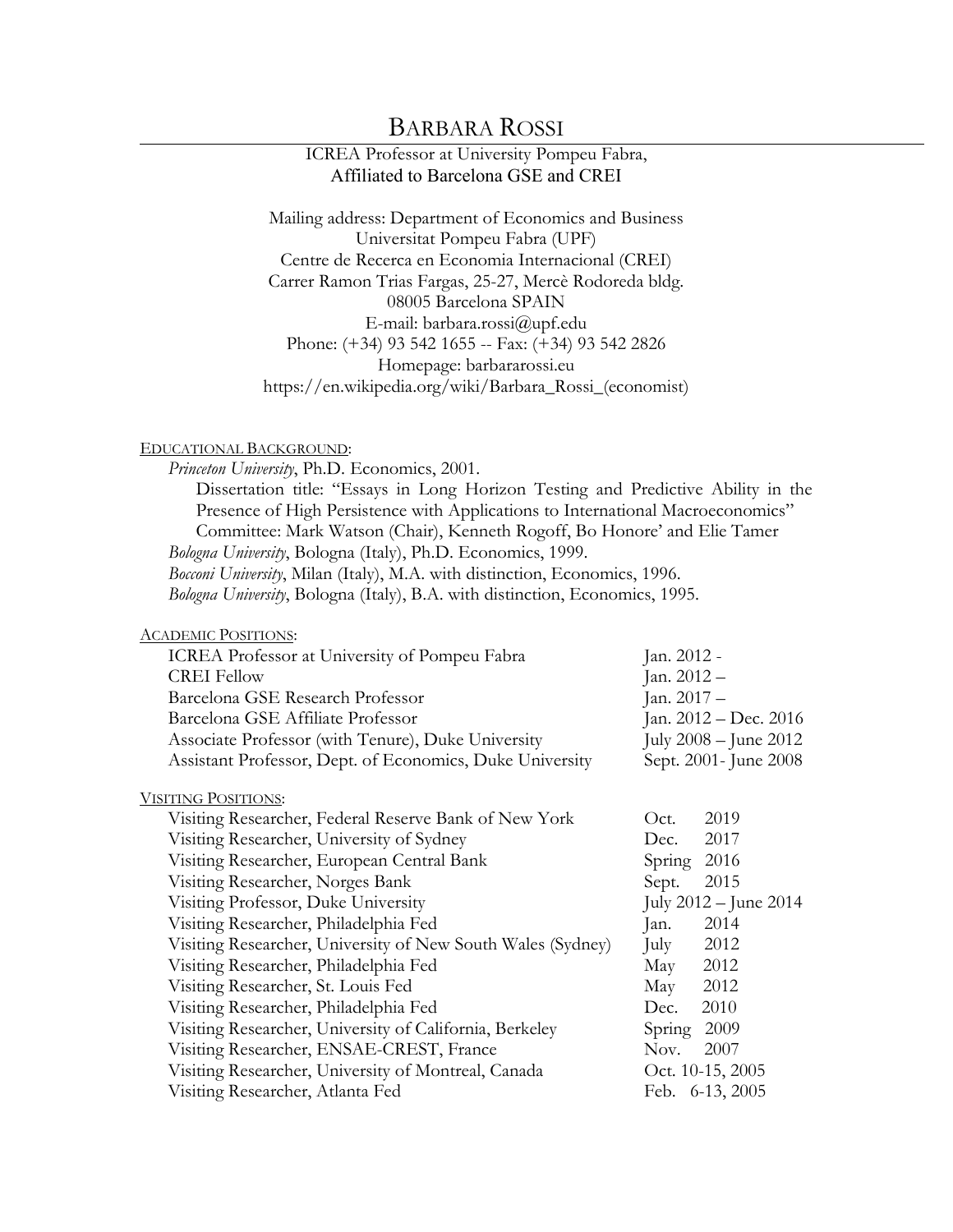# BARBARA ROSSI

ICREA Professor at University Pompeu Fabra,
Affiliated to Barcelona GSE and CREI

Mailing address: Department of Economics and Business
Universitat Pompeu Fabra (UPF)
Centre de Recerca en Economia Internacional (CREI)
Carrer Ramon Trias Fargas, 25-27, Mercè Rodoreda bldg.
08005 Barcelona SPAIN
E-mail: barbara.rossi@upf.edu
Phone: (+34) 93 542 1655 -- Fax: (+34) 93 542 2826
Homepage: barbararossi.eu
https://en.wikipedia.org/wiki/Barbara_Rossi_(economist)

## EDUCATIONAL BACKGROUND:

*Princeton University*, Ph.D. Economics, 2001.
Dissertation title: "Essays in Long Horizon Testing and Predictive Ability in the Presence of High Persistence with Applications to International Macroeconomics"
Committee: Mark Watson (Chair), Kenneth Rogoff, Bo Honore' and Elie Tamer

*Bologna University*, Bologna (Italy), Ph.D. Economics, 1999.

*Bocconi University*, Milan (Italy), M.A. with distinction, Economics, 1996.

*Bologna University*, Bologna (Italy), B.A. with distinction, Economics, 1995.

## ACADEMIC POSITIONS:

| | |
|---|---|
| ICREA Professor at University of Pompeu Fabra | Jan. 2012 - |
| CREI Fellow | Jan. 2012 – |
| Barcelona GSE Research Professor | Jan. 2017 – |
| Barcelona GSE Affiliate Professor | Jan. 2012 – Dec. 2016 |
| Associate Professor (with Tenure), Duke University | July 2008 – June 2012 |
| Assistant Professor, Dept. of Economics, Duke University | Sept. 2001- June 2008 |

## VISITING POSITIONS:

| | |
|---|---|
| Visiting Researcher, Federal Reserve Bank of New York | Oct. 2019 |
| Visiting Researcher, University of Sydney | Dec. 2017 |
| Visiting Researcher, European Central Bank | Spring 2016 |
| Visiting Researcher, Norges Bank | Sept. 2015 |
| Visiting Professor, Duke University | July 2012 – June 2014 |
| Visiting Researcher, Philadelphia Fed | Jan. 2014 |
| Visiting Researcher, University of New South Wales (Sydney) | July 2012 |
| Visiting Researcher, Philadelphia Fed | May 2012 |
| Visiting Researcher, St. Louis Fed | May 2012 |
| Visiting Researcher, Philadelphia Fed | Dec. 2010 |
| Visiting Researcher, University of California, Berkeley | Spring 2009 |
| Visiting Researcher, ENSAE-CREST, France | Nov. 2007 |
| Visiting Researcher, University of Montreal, Canada | Oct. 10-15, 2005 |
| Visiting Researcher, Atlanta Fed | Feb. 6-13, 2005 |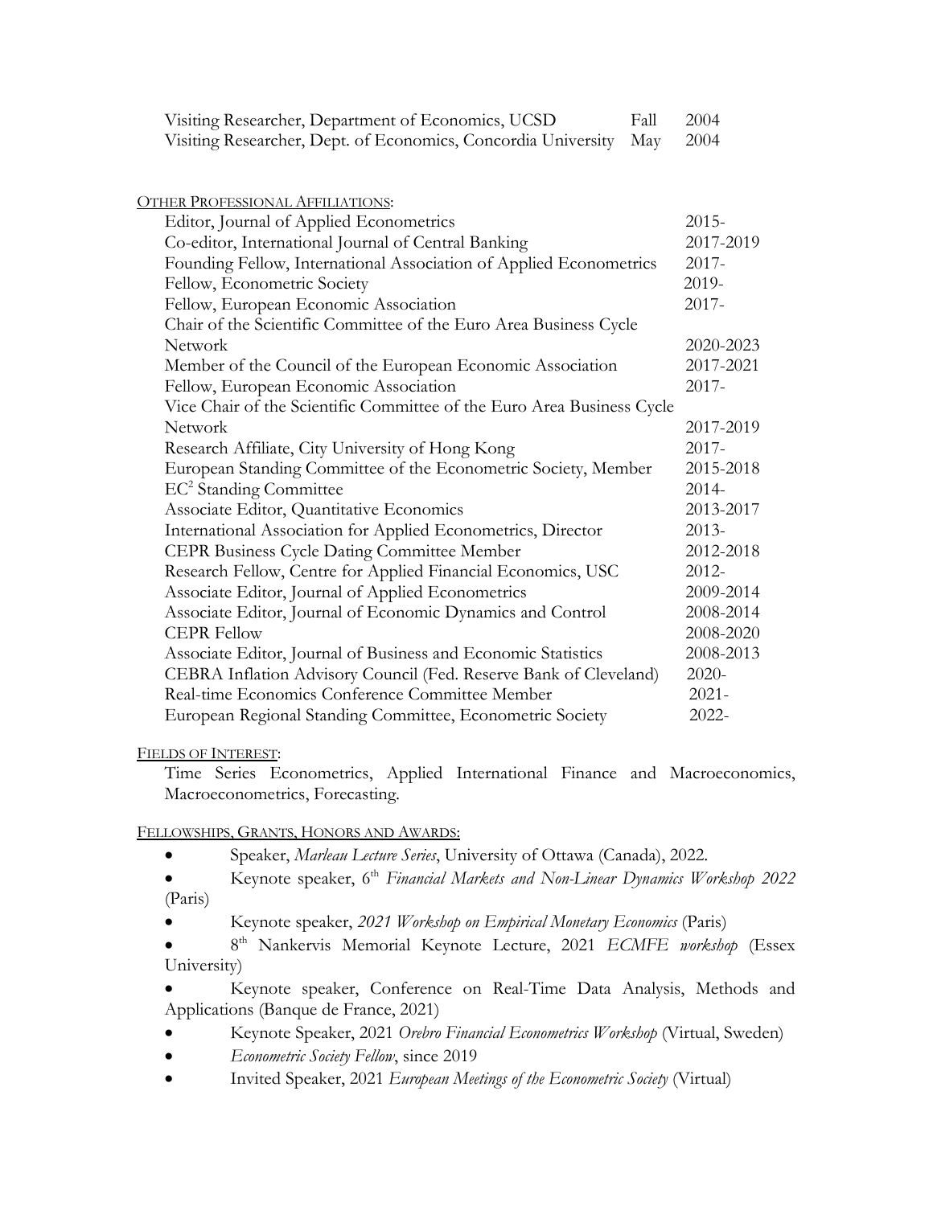| | | |
|---|---|---|
| Visiting Researcher, Department of Economics, UCSD | Fall | 2004 |
| Visiting Researcher, Dept. of Economics, Concordia University | May | 2004 |

OTHER PROFESSIONAL AFFILIATIONS:

| | |
|---|---|
| Editor, Journal of Applied Econometrics | 2015- |
| Co-editor, International Journal of Central Banking | 2017-2019 |
| Founding Fellow, International Association of Applied Econometrics | 2017- |
| Fellow, Econometric Society | 2019- |
| Fellow, European Economic Association | 2017- |
| Chair of the Scientific Committee of the Euro Area Business Cycle Network | 2020-2023 |
| Member of the Council of the European Economic Association | 2017-2021 |
| Fellow, European Economic Association | 2017- |
| Vice Chair of the Scientific Committee of the Euro Area Business Cycle Network | 2017-2019 |
| Research Affiliate, City University of Hong Kong | 2017- |
| European Standing Committee of the Econometric Society, Member | 2015-2018 |
| $EC^2$ Standing Committee | 2014- |
| Associate Editor, Quantitative Economics | 2013-2017 |
| International Association for Applied Econometrics, Director | 2013- |
| CEPR Business Cycle Dating Committee Member | 2012-2018 |
| Research Fellow, Centre for Applied Financial Economics, USC | 2012- |
| Associate Editor, Journal of Applied Econometrics | 2009-2014 |
| Associate Editor, Journal of Economic Dynamics and Control | 2008-2014 |
| CEPR Fellow | 2008-2020 |
| Associate Editor, Journal of Business and Economic Statistics | 2008-2013 |
| CEBRA Inflation Advisory Council (Fed. Reserve Bank of Cleveland) | 2020- |
| Real-time Economics Conference Committee Member | 2021- |
| European Regional Standing Committee, Econometric Society | 2022- |

FIELDS OF INTEREST:

Time Series Econometrics, Applied International Finance and Macroeconomics, Macroeconometrics, Forecasting.

FELLOWSHIPS, GRANTS, HONORS AND AWARDS:

- Speaker, *Marleau Lecture Series*, University of Ottawa (Canada), 2022.
- Keynote speaker, 6th *Financial Markets and Non-Linear Dynamics Workshop 2022* (Paris)
- Keynote speaker, *2021 Workshop on Empirical Monetary Economics* (Paris)
- 8th Nankervis Memorial Keynote Lecture, 2021 *ECMFE workshop* (Essex University)
- Keynote speaker, Conference on Real-Time Data Analysis, Methods and Applications (Banque de France, 2021)
- Keynote Speaker, 2021 *Orebro Financial Econometrics Workshop* (Virtual, Sweden)
- *Econometric Society Fellow*, since 2019
- Invited Speaker, 2021 *European Meetings of the Econometric Society* (Virtual)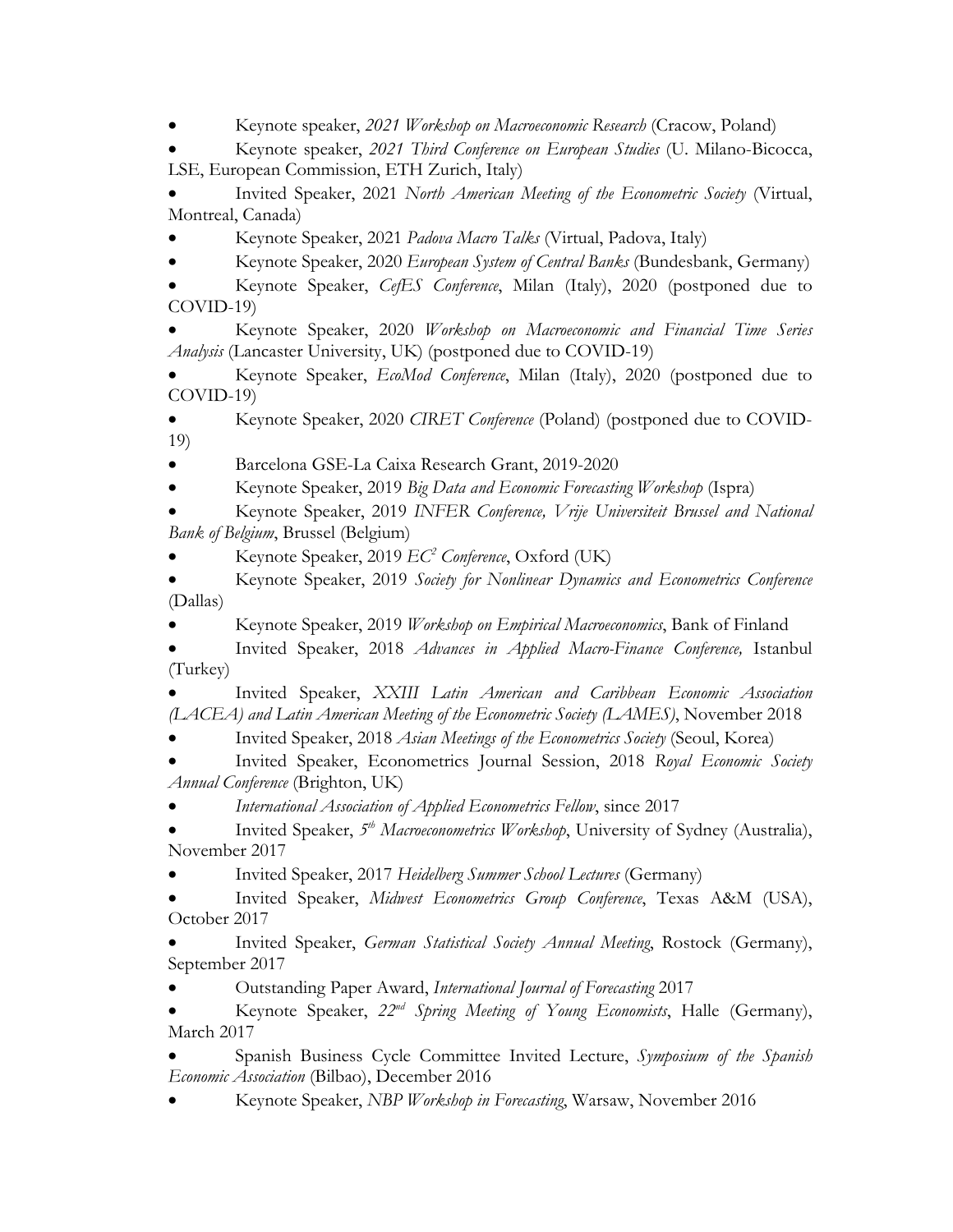- Keynote speaker, *2021 Workshop on Macroeconomic Research* (Cracow, Poland)
- Keynote speaker, *2021 Third Conference on European Studies* (U. Milano-Bicocca, LSE, European Commission, ETH Zurich, Italy)
- Invited Speaker, 2021 *North American Meeting of the Econometric Society* (Virtual, Montreal, Canada)
- Keynote Speaker, 2021 *Padova Macro Talks* (Virtual, Padova, Italy)
- Keynote Speaker, 2020 *European System of Central Banks* (Bundesbank, Germany)
- Keynote Speaker, *CefES Conference*, Milan (Italy), 2020 (postponed due to COVID-19)
- Keynote Speaker, 2020 *Workshop on Macroeconomic and Financial Time Series Analysis* (Lancaster University, UK) (postponed due to COVID-19)
- Keynote Speaker, *EcoMod Conference*, Milan (Italy), 2020 (postponed due to COVID-19)
- Keynote Speaker, 2020 *CIRET Conference* (Poland) (postponed due to COVID-19)
- Barcelona GSE-La Caixa Research Grant, 2019-2020
- Keynote Speaker, 2019 *Big Data and Economic Forecasting Workshop* (Ispra)
- Keynote Speaker, 2019 *INFER Conference, Vrije Universiteit Brussel and National Bank of Belgium*, Brussel (Belgium)
- Keynote Speaker, 2019 *EC² Conference*, Oxford (UK)
- Keynote Speaker, 2019 *Society for Nonlinear Dynamics and Econometrics Conference* (Dallas)
- Keynote Speaker, 2019 *Workshop on Empirical Macroeconomics*, Bank of Finland
- Invited Speaker, 2018 *Advances in Applied Macro-Finance Conference,* Istanbul (Turkey)
- Invited Speaker, *XXIII Latin American and Caribbean Economic Association (LACEA) and Latin American Meeting of the Econometric Society (LAMES)*, November 2018
- Invited Speaker, 2018 *Asian Meetings of the Econometrics Society* (Seoul, Korea)
- Invited Speaker, Econometrics Journal Session, 2018 *Royal Economic Society Annual Conference* (Brighton, UK)
- *International Association of Applied Econometrics Fellow*, since 2017
- Invited Speaker, *5th Macroeconometrics Workshop*, University of Sydney (Australia), November 2017
- Invited Speaker, 2017 *Heidelberg Summer School Lectures* (Germany)
- Invited Speaker, *Midwest Econometrics Group Conference*, Texas A&M (USA), October 2017
- Invited Speaker, *German Statistical Society Annual Meeting*, Rostock (Germany), September 2017
- Outstanding Paper Award, *International Journal of Forecasting* 2017
- Keynote Speaker, *22nd Spring Meeting of Young Economists*, Halle (Germany), March 2017
- Spanish Business Cycle Committee Invited Lecture, *Symposium of the Spanish Economic Association* (Bilbao), December 2016
- Keynote Speaker, *NBP Workshop in Forecasting*, Warsaw, November 2016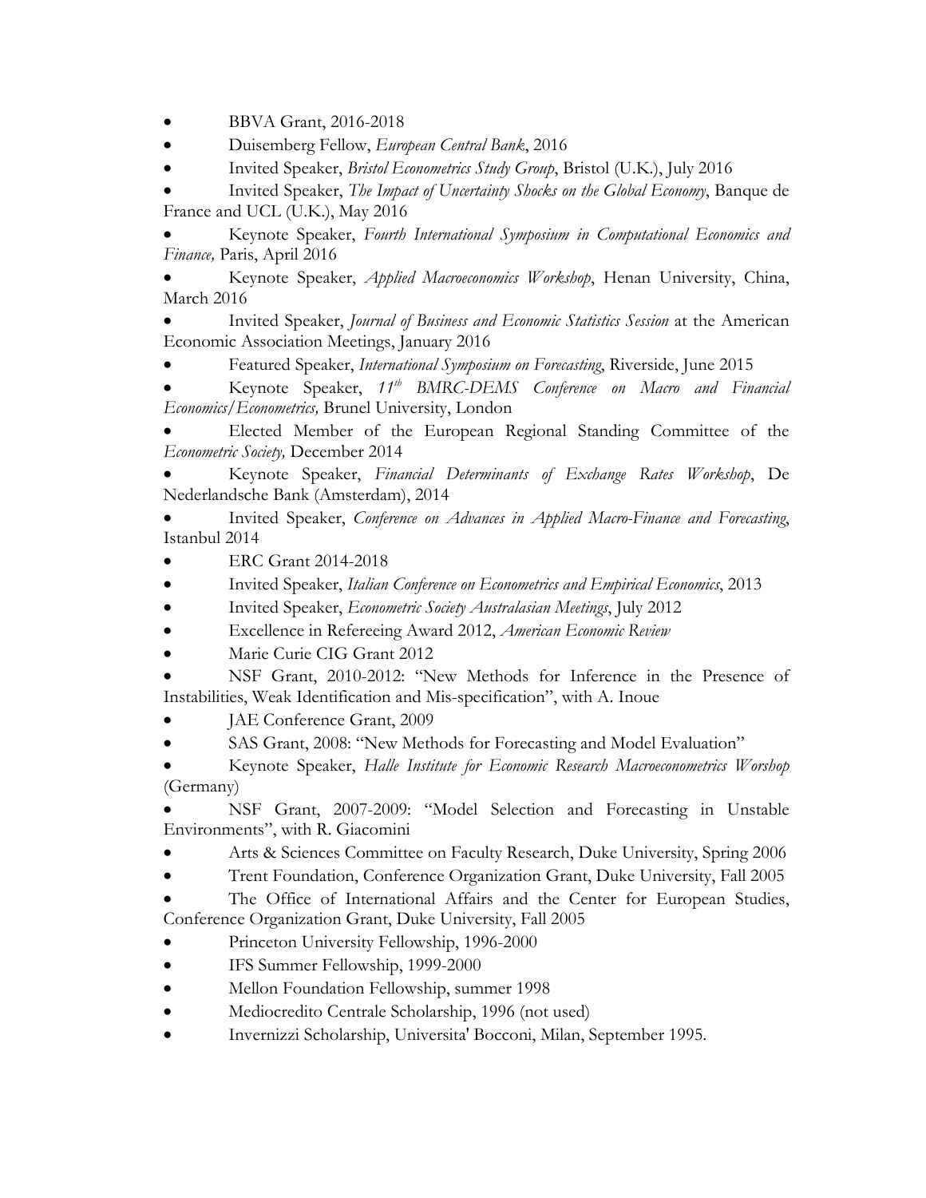- BBVA Grant, 2016-2018
- Duisemberg Fellow, *European Central Bank*, 2016
- Invited Speaker, *Bristol Econometrics Study Group*, Bristol (U.K.), July 2016
- Invited Speaker, *The Impact of Uncertainty Shocks on the Global Economy*, Banque de France and UCL (U.K.), May 2016
- Keynote Speaker, *Fourth International Symposium in Computational Economics and Finance,* Paris, April 2016
- Keynote Speaker, *Applied Macroeconomics Workshop*, Henan University, China, March 2016
- Invited Speaker, *Journal of Business and Economic Statistics Session* at the American Economic Association Meetings, January 2016
- Featured Speaker, *International Symposium on Forecasting*, Riverside, June 2015
- Keynote Speaker, *11th BMRC-DEMS Conference on Macro and Financial Economics/Econometrics,* Brunel University, London
- Elected Member of the European Regional Standing Committee of the *Econometric Society,* December 2014
- Keynote Speaker, *Financial Determinants of Exchange Rates Workshop*, De Nederlandsche Bank (Amsterdam), 2014
- Invited Speaker, *Conference on Advances in Applied Macro-Finance and Forecasting*, Istanbul 2014
- ERC Grant 2014-2018
- Invited Speaker, *Italian Conference on Econometrics and Empirical Economics*, 2013
- Invited Speaker, *Econometric Society Australasian Meetings*, July 2012
- Excellence in Refereeing Award 2012, *American Economic Review*
- Marie Curie CIG Grant 2012
- NSF Grant, 2010-2012: "New Methods for Inference in the Presence of Instabilities, Weak Identification and Mis-specification", with A. Inoue
- JAE Conference Grant, 2009
- SAS Grant, 2008: "New Methods for Forecasting and Model Evaluation"
- Keynote Speaker, *Halle Institute for Economic Research Macroeconometrics Worshop* (Germany)
- NSF Grant, 2007-2009: "Model Selection and Forecasting in Unstable Environments", with R. Giacomini
- Arts & Sciences Committee on Faculty Research, Duke University, Spring 2006
- Trent Foundation, Conference Organization Grant, Duke University, Fall 2005
- The Office of International Affairs and the Center for European Studies, Conference Organization Grant, Duke University, Fall 2005
- Princeton University Fellowship, 1996-2000
- IFS Summer Fellowship, 1999-2000
- Mellon Foundation Fellowship, summer 1998
- Mediocredito Centrale Scholarship, 1996 (not used)
- Invernizzi Scholarship, Universita' Bocconi, Milan, September 1995.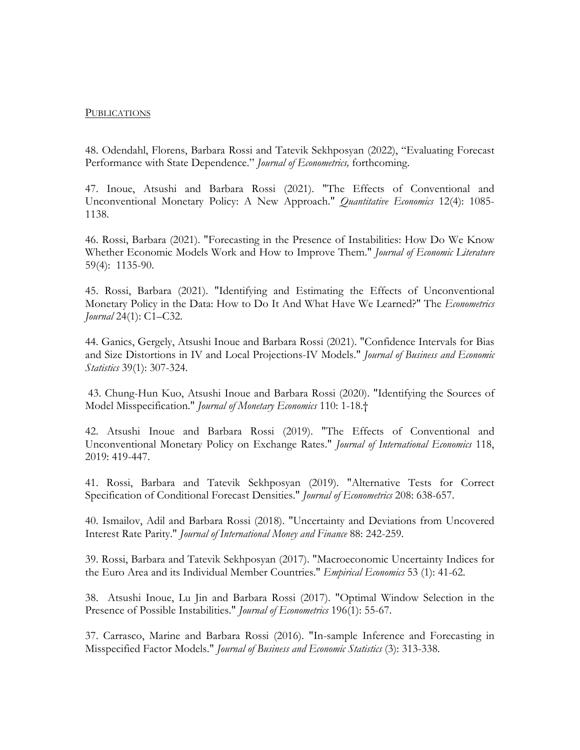## Publications

48. Odendahl, Florens, Barbara Rossi and Tatevik Sekhposyan (2022), "Evaluating Forecast Performance with State Dependence." *Journal of Econometrics,* forthcoming.

47. Inoue, Atsushi and Barbara Rossi (2021). "The Effects of Conventional and Unconventional Monetary Policy: A New Approach." *Quantitative Economics* 12(4): 1085-1138.

46. Rossi, Barbara (2021). "Forecasting in the Presence of Instabilities: How Do We Know Whether Economic Models Work and How to Improve Them." *Journal of Economic Literature* 59(4): 1135-90.

45. Rossi, Barbara (2021). "Identifying and Estimating the Effects of Unconventional Monetary Policy in the Data: How to Do It And What Have We Learned?" The *Econometrics Journal* 24(1): C1–C32.

44. Ganics, Gergely, Atsushi Inoue and Barbara Rossi (2021). "Confidence Intervals for Bias and Size Distortions in IV and Local Projections-IV Models." *Journal of Business and Economic Statistics* 39(1): 307-324.

43. Chung-Hun Kuo, Atsushi Inoue and Barbara Rossi (2020). "Identifying the Sources of Model Misspecification." *Journal of Monetary Economics* 110: 1-18.†

42. Atsushi Inoue and Barbara Rossi (2019). "The Effects of Conventional and Unconventional Monetary Policy on Exchange Rates." *Journal of International Economics* 118, 2019: 419-447.

41. Rossi, Barbara and Tatevik Sekhposyan (2019). "Alternative Tests for Correct Specification of Conditional Forecast Densities." *Journal of Econometrics* 208: 638-657.

40. Ismailov, Adil and Barbara Rossi (2018). "Uncertainty and Deviations from Uncovered Interest Rate Parity." *Journal of International Money and Finance* 88: 242-259.

39. Rossi, Barbara and Tatevik Sekhposyan (2017). "Macroeconomic Uncertainty Indices for the Euro Area and its Individual Member Countries." *Empirical Economics* 53 (1): 41-62.

38. Atsushi Inoue, Lu Jin and Barbara Rossi (2017). "Optimal Window Selection in the Presence of Possible Instabilities." *Journal of Econometrics* 196(1): 55-67.

37. Carrasco, Marine and Barbara Rossi (2016). "In-sample Inference and Forecasting in Misspecified Factor Models." *Journal of Business and Economic Statistics* (3): 313-338.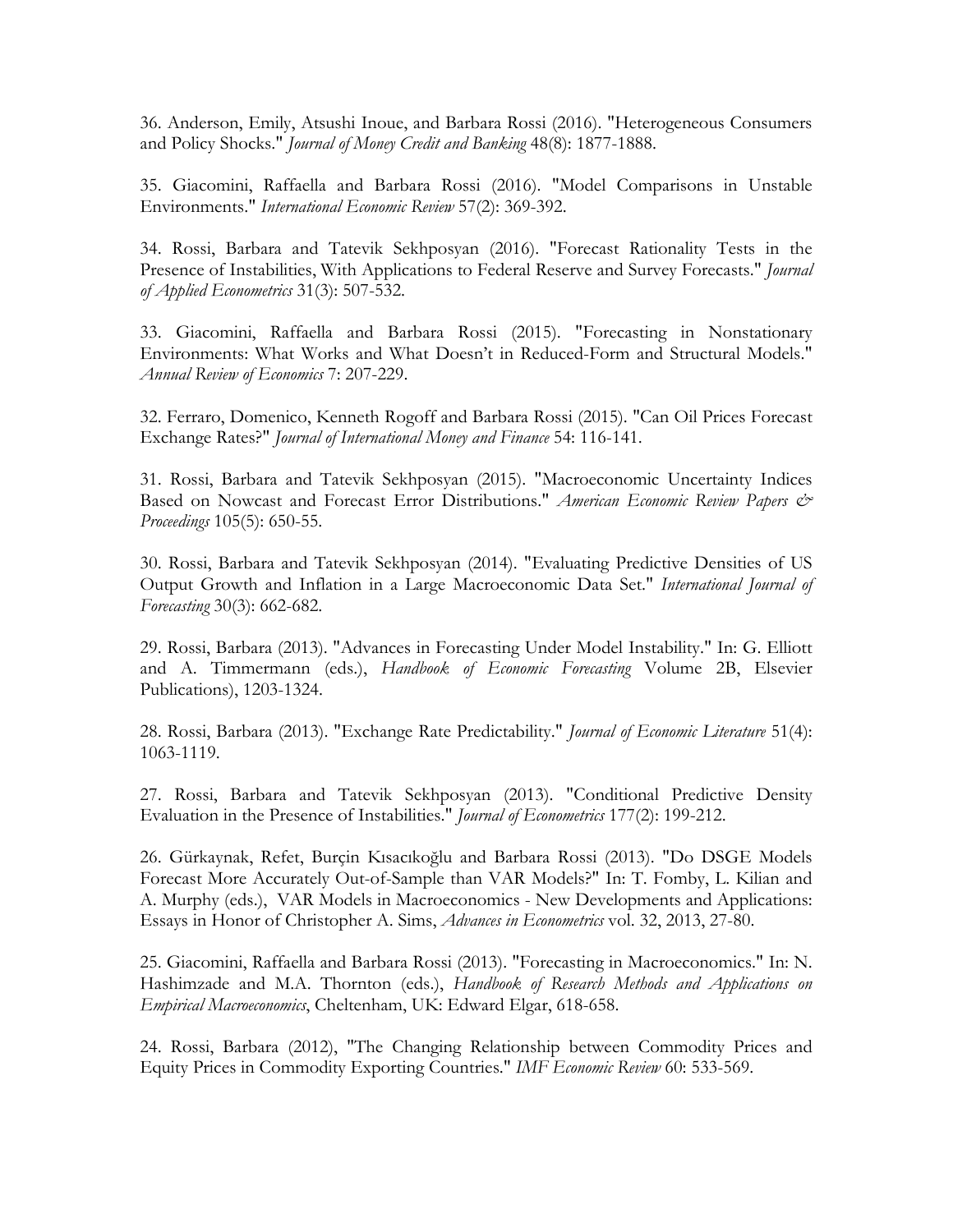36. Anderson, Emily, Atsushi Inoue, and Barbara Rossi (2016). "Heterogeneous Consumers and Policy Shocks." *Journal of Money Credit and Banking* 48(8): 1877-1888.

35. Giacomini, Raffaella and Barbara Rossi (2016). "Model Comparisons in Unstable Environments." *International Economic Review* 57(2): 369-392.

34. Rossi, Barbara and Tatevik Sekhposyan (2016). "Forecast Rationality Tests in the Presence of Instabilities, With Applications to Federal Reserve and Survey Forecasts." *Journal of Applied Econometrics* 31(3): 507-532.

33. Giacomini, Raffaella and Barbara Rossi (2015). "Forecasting in Nonstationary Environments: What Works and What Doesn't in Reduced-Form and Structural Models." *Annual Review of Economics* 7: 207-229.

32. Ferraro, Domenico, Kenneth Rogoff and Barbara Rossi (2015). "Can Oil Prices Forecast Exchange Rates?" *Journal of International Money and Finance* 54: 116-141.

31. Rossi, Barbara and Tatevik Sekhposyan (2015). "Macroeconomic Uncertainty Indices Based on Nowcast and Forecast Error Distributions." *American Economic Review Papers & Proceedings* 105(5): 650-55.

30. Rossi, Barbara and Tatevik Sekhposyan (2014). "Evaluating Predictive Densities of US Output Growth and Inflation in a Large Macroeconomic Data Set." *International Journal of Forecasting* 30(3): 662-682.

29. Rossi, Barbara (2013). "Advances in Forecasting Under Model Instability." In: G. Elliott and A. Timmermann (eds.), *Handbook of Economic Forecasting* Volume 2B, Elsevier Publications), 1203-1324.

28. Rossi, Barbara (2013). "Exchange Rate Predictability." *Journal of Economic Literature* 51(4): 1063-1119.

27. Rossi, Barbara and Tatevik Sekhposyan (2013). "Conditional Predictive Density Evaluation in the Presence of Instabilities." *Journal of Econometrics* 177(2): 199-212.

26. Gürkaynak, Refet, Burçin Kısacıkoğlu and Barbara Rossi (2013). "Do DSGE Models Forecast More Accurately Out-of-Sample than VAR Models?" In: T. Fomby, L. Kilian and A. Murphy (eds.), VAR Models in Macroeconomics - New Developments and Applications: Essays in Honor of Christopher A. Sims, *Advances in Econometrics* vol. 32, 2013, 27-80.

25. Giacomini, Raffaella and Barbara Rossi (2013). "Forecasting in Macroeconomics." In: N. Hashimzade and M.A. Thornton (eds.), *Handbook of Research Methods and Applications on Empirical Macroeconomics*, Cheltenham, UK: Edward Elgar, 618-658.

24. Rossi, Barbara (2012), "The Changing Relationship between Commodity Prices and Equity Prices in Commodity Exporting Countries." *IMF Economic Review* 60: 533-569.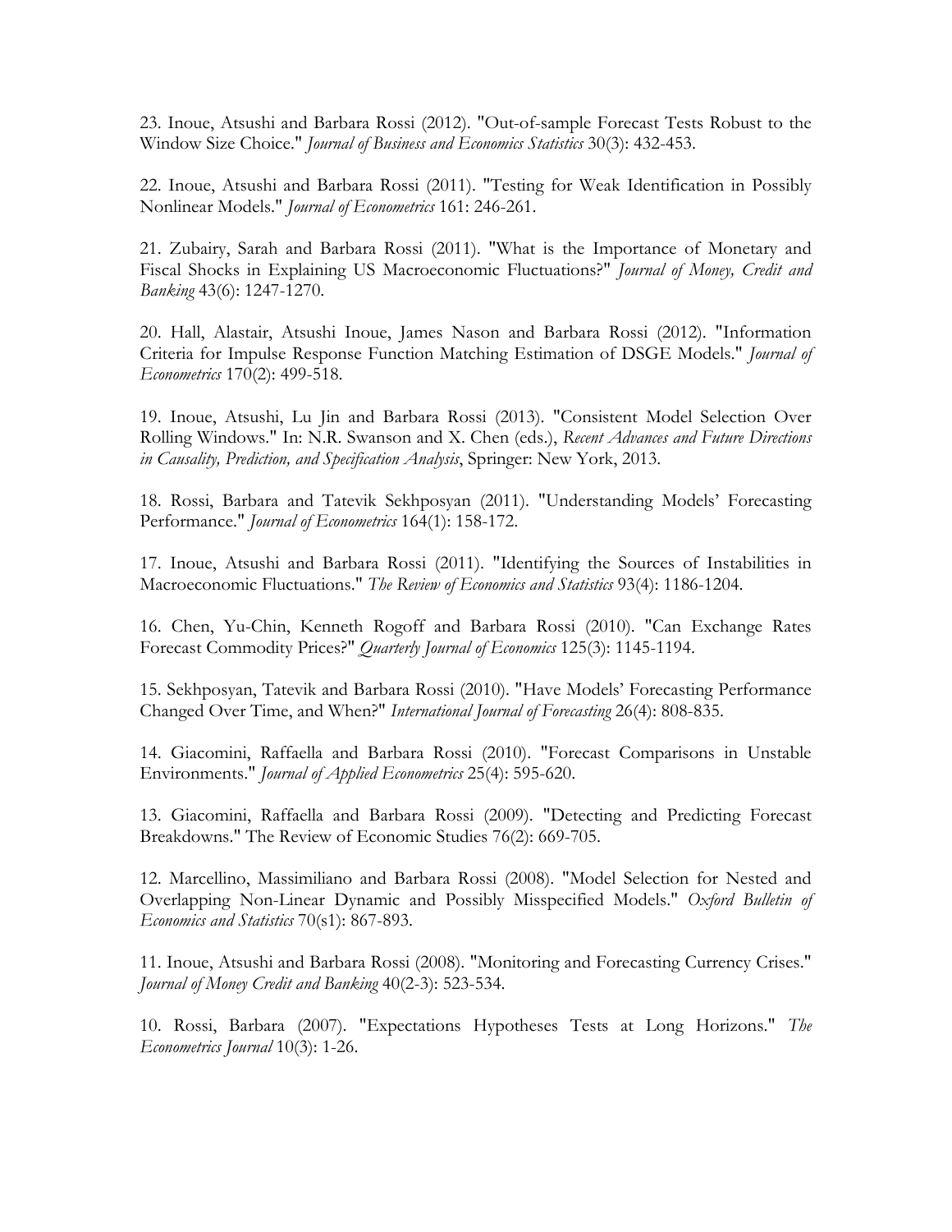23. Inoue, Atsushi and Barbara Rossi (2012). "Out-of-sample Forecast Tests Robust to the Window Size Choice." *Journal of Business and Economics Statistics* 30(3): 432-453.

22. Inoue, Atsushi and Barbara Rossi (2011). "Testing for Weak Identification in Possibly Nonlinear Models." *Journal of Econometrics* 161: 246-261.

21. Zubairy, Sarah and Barbara Rossi (2011). "What is the Importance of Monetary and Fiscal Shocks in Explaining US Macroeconomic Fluctuations?" *Journal of Money, Credit and Banking* 43(6): 1247-1270.

20. Hall, Alastair, Atsushi Inoue, James Nason and Barbara Rossi (2012). "Information Criteria for Impulse Response Function Matching Estimation of DSGE Models." *Journal of Econometrics* 170(2): 499-518.

19. Inoue, Atsushi, Lu Jin and Barbara Rossi (2013). "Consistent Model Selection Over Rolling Windows." In: N.R. Swanson and X. Chen (eds.), *Recent Advances and Future Directions in Causality, Prediction, and Specification Analysis*, Springer: New York, 2013.

18. Rossi, Barbara and Tatevik Sekhposyan (2011). "Understanding Models' Forecasting Performance." *Journal of Econometrics* 164(1): 158-172.

17. Inoue, Atsushi and Barbara Rossi (2011). "Identifying the Sources of Instabilities in Macroeconomic Fluctuations." *The Review of Economics and Statistics* 93(4): 1186-1204.

16. Chen, Yu-Chin, Kenneth Rogoff and Barbara Rossi (2010). "Can Exchange Rates Forecast Commodity Prices?" *Quarterly Journal of Economics* 125(3): 1145-1194.

15. Sekhposyan, Tatevik and Barbara Rossi (2010). "Have Models' Forecasting Performance Changed Over Time, and When?" *International Journal of Forecasting* 26(4): 808-835.

14. Giacomini, Raffaella and Barbara Rossi (2010). "Forecast Comparisons in Unstable Environments." *Journal of Applied Econometrics* 25(4): 595-620.

13. Giacomini, Raffaella and Barbara Rossi (2009). "Detecting and Predicting Forecast Breakdowns." The Review of Economic Studies 76(2): 669-705.

12. Marcellino, Massimiliano and Barbara Rossi (2008). "Model Selection for Nested and Overlapping Non-Linear Dynamic and Possibly Misspecified Models." *Oxford Bulletin of Economics and Statistics* 70(s1): 867-893.

11. Inoue, Atsushi and Barbara Rossi (2008). "Monitoring and Forecasting Currency Crises." *Journal of Money Credit and Banking* 40(2-3): 523-534.

10. Rossi, Barbara (2007). "Expectations Hypotheses Tests at Long Horizons." *The Econometrics Journal* 10(3): 1-26.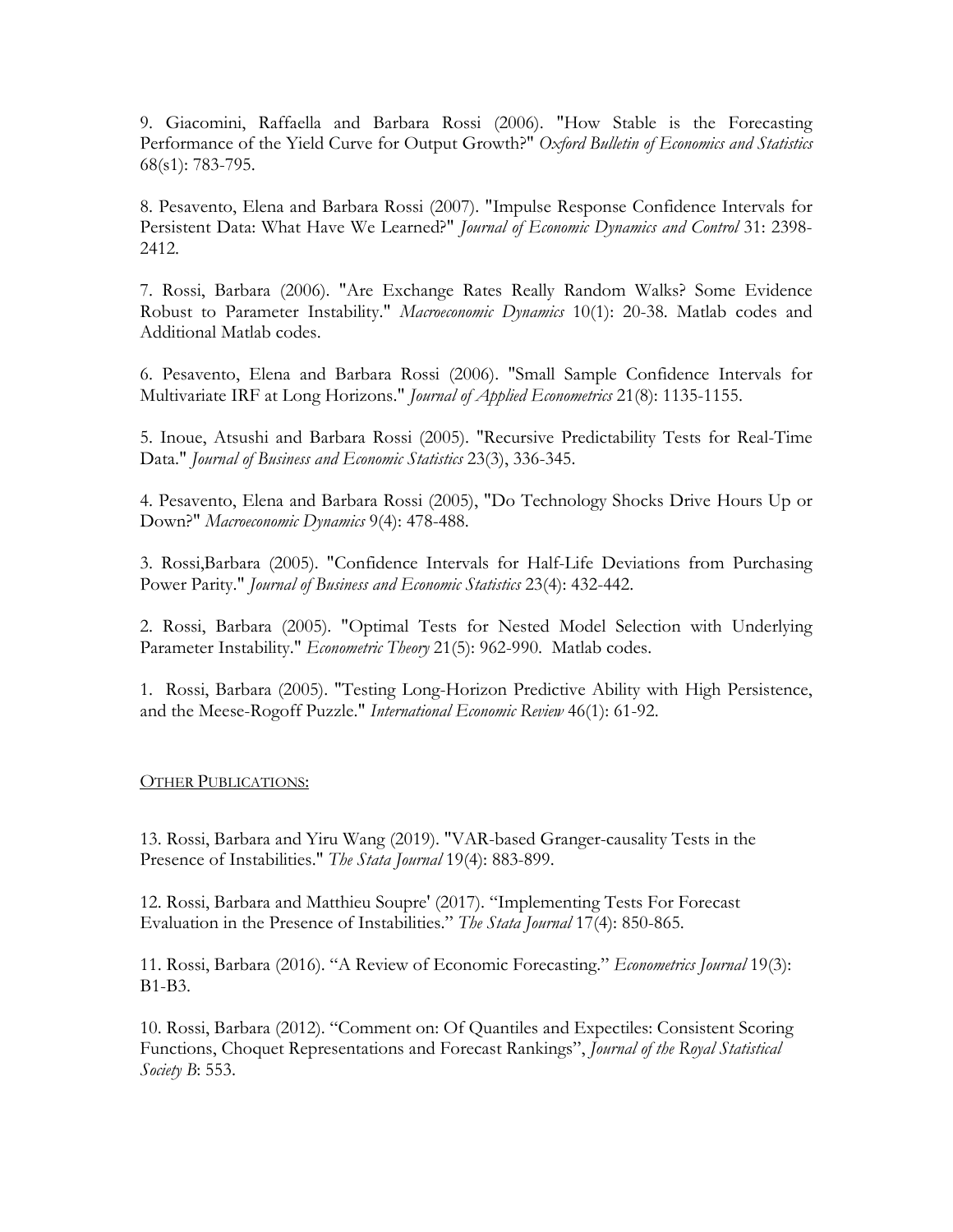9. Giacomini, Raffaella and Barbara Rossi (2006). "How Stable is the Forecasting Performance of the Yield Curve for Output Growth?" *Oxford Bulletin of Economics and Statistics* 68(s1): 783-795.

8. Pesavento, Elena and Barbara Rossi (2007). "Impulse Response Confidence Intervals for Persistent Data: What Have We Learned?" *Journal of Economic Dynamics and Control* 31: 2398-2412.

7. Rossi, Barbara (2006). "Are Exchange Rates Really Random Walks? Some Evidence Robust to Parameter Instability." *Macroeconomic Dynamics* 10(1): 20-38. Matlab codes and Additional Matlab codes.

6. Pesavento, Elena and Barbara Rossi (2006). "Small Sample Confidence Intervals for Multivariate IRF at Long Horizons." *Journal of Applied Econometrics* 21(8): 1135-1155.

5. Inoue, Atsushi and Barbara Rossi (2005). "Recursive Predictability Tests for Real-Time Data." *Journal of Business and Economic Statistics* 23(3), 336-345.

4. Pesavento, Elena and Barbara Rossi (2005), "Do Technology Shocks Drive Hours Up or Down?" *Macroeconomic Dynamics* 9(4): 478-488.

3. Rossi,Barbara (2005). "Confidence Intervals for Half-Life Deviations from Purchasing Power Parity." *Journal of Business and Economic Statistics* 23(4): 432-442.

2. Rossi, Barbara (2005). "Optimal Tests for Nested Model Selection with Underlying Parameter Instability." *Econometric Theory* 21(5): 962-990. Matlab codes.

1. Rossi, Barbara (2005). "Testing Long-Horizon Predictive Ability with High Persistence, and the Meese-Rogoff Puzzle." *International Economic Review* 46(1): 61-92.

## OTHER PUBLICATIONS:

13. Rossi, Barbara and Yiru Wang (2019). "VAR-based Granger-causality Tests in the Presence of Instabilities." *The Stata Journal* 19(4): 883-899.

12. Rossi, Barbara and Matthieu Soupre' (2017). "Implementing Tests For Forecast Evaluation in the Presence of Instabilities." *The Stata Journal* 17(4): 850-865.

11. Rossi, Barbara (2016). "A Review of Economic Forecasting." *Econometrics Journal* 19(3): B1-B3.

10. Rossi, Barbara (2012). "Comment on: Of Quantiles and Expectiles: Consistent Scoring Functions, Choquet Representations and Forecast Rankings", *Journal of the Royal Statistical Society B*: 553.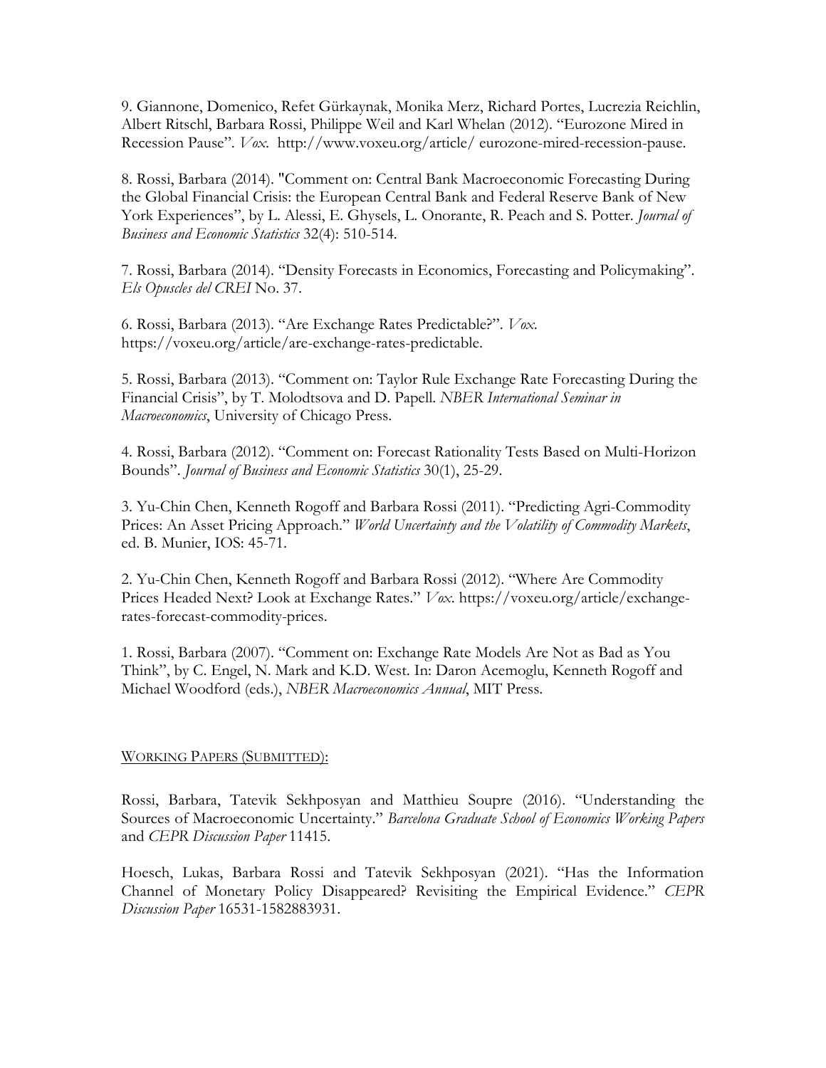9. Giannone, Domenico, Refet Gürkaynak, Monika Merz, Richard Portes, Lucrezia Reichlin, Albert Ritschl, Barbara Rossi, Philippe Weil and Karl Whelan (2012). "Eurozone Mired in Recession Pause". *Vox*. http://www.voxeu.org/article/ eurozone-mired-recession-pause.

8. Rossi, Barbara (2014). "Comment on: Central Bank Macroeconomic Forecasting During the Global Financial Crisis: the European Central Bank and Federal Reserve Bank of New York Experiences", by L. Alessi, E. Ghysels, L. Onorante, R. Peach and S. Potter. *Journal of Business and Economic Statistics* 32(4): 510-514.

7. Rossi, Barbara (2014). "Density Forecasts in Economics, Forecasting and Policymaking". *Els Opuscles del CREI* No. 37.

6. Rossi, Barbara (2013). "Are Exchange Rates Predictable?". *Vox*. https://voxeu.org/article/are-exchange-rates-predictable.

5. Rossi, Barbara (2013). "Comment on: Taylor Rule Exchange Rate Forecasting During the Financial Crisis", by T. Molodtsova and D. Papell. *NBER International Seminar in Macroeconomics*, University of Chicago Press.

4. Rossi, Barbara (2012). "Comment on: Forecast Rationality Tests Based on Multi-Horizon Bounds". *Journal of Business and Economic Statistics* 30(1), 25-29.

3. Yu-Chin Chen, Kenneth Rogoff and Barbara Rossi (2011). "Predicting Agri-Commodity Prices: An Asset Pricing Approach." *World Uncertainty and the Volatility of Commodity Markets*, ed. B. Munier, IOS: 45-71.

2. Yu-Chin Chen, Kenneth Rogoff and Barbara Rossi (2012). "Where Are Commodity Prices Headed Next? Look at Exchange Rates." *Vox*. https://voxeu.org/article/exchange-rates-forecast-commodity-prices.

1. Rossi, Barbara (2007). "Comment on: Exchange Rate Models Are Not as Bad as You Think", by C. Engel, N. Mark and K.D. West. In: Daron Acemoglu, Kenneth Rogoff and Michael Woodford (eds.), *NBER Macroeconomics Annual*, MIT Press.

## Working Papers (Submitted):

Rossi, Barbara, Tatevik Sekhposyan and Matthieu Soupre (2016). "Understanding the Sources of Macroeconomic Uncertainty." *Barcelona Graduate School of Economics Working Papers* and *CEPR Discussion Paper* 11415.

Hoesch, Lukas, Barbara Rossi and Tatevik Sekhposyan (2021). "Has the Information Channel of Monetary Policy Disappeared? Revisiting the Empirical Evidence." *CEPR Discussion Paper* 16531-1582883931.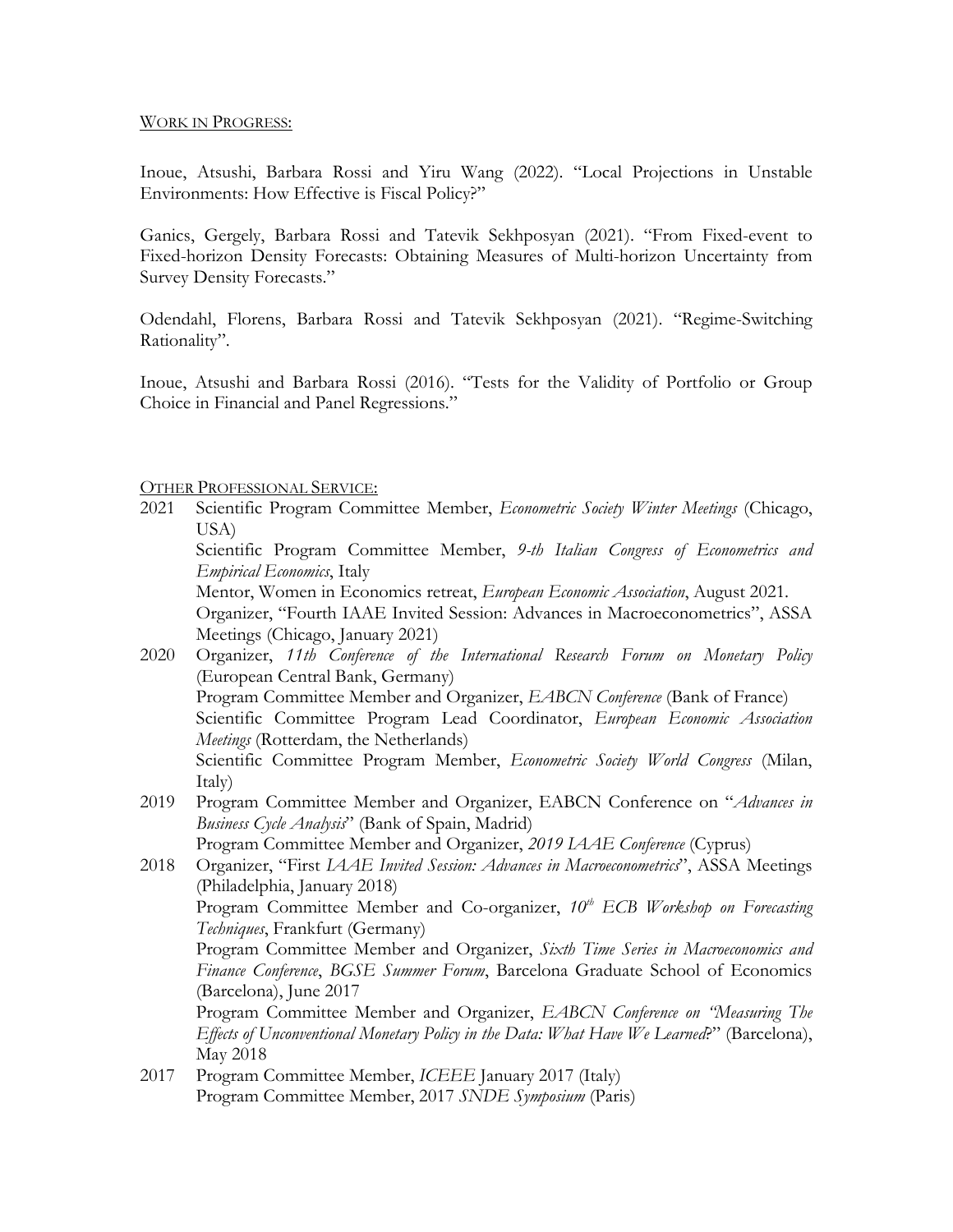WORK IN PROGRESS:

Inoue, Atsushi, Barbara Rossi and Yiru Wang (2022). "Local Projections in Unstable Environments: How Effective is Fiscal Policy?"

Ganics, Gergely, Barbara Rossi and Tatevik Sekhposyan (2021). "From Fixed-event to Fixed-horizon Density Forecasts: Obtaining Measures of Multi-horizon Uncertainty from Survey Density Forecasts."

Odendahl, Florens, Barbara Rossi and Tatevik Sekhposyan (2021). "Regime-Switching Rationality".

Inoue, Atsushi and Barbara Rossi (2016). "Tests for the Validity of Portfolio or Group Choice in Financial and Panel Regressions."

OTHER PROFESSIONAL SERVICE:

2021 Scientific Program Committee Member, *Econometric Society Winter Meetings* (Chicago, USA)
Scientific Program Committee Member, *9-th Italian Congress of Econometrics and Empirical Economics*, Italy
Mentor, Women in Economics retreat, *European Economic Association*, August 2021.
Organizer, "Fourth IAAE Invited Session: Advances in Macroeconometrics", ASSA Meetings (Chicago, January 2021)

2020 Organizer, *11th Conference of the International Research Forum on Monetary Policy* (European Central Bank, Germany)
Program Committee Member and Organizer, *EABCN Conference* (Bank of France)
Scientific Committee Program Lead Coordinator, *European Economic Association Meetings* (Rotterdam, the Netherlands)
Scientific Committee Program Member, *Econometric Society World Congress* (Milan, Italy)

2019 Program Committee Member and Organizer, EABCN Conference on "*Advances in Business Cycle Analysis*" (Bank of Spain, Madrid)
Program Committee Member and Organizer, *2019 IAAE Conference* (Cyprus)

2018 Organizer, "First *IAAE Invited Session: Advances in Macroeconometrics*", ASSA Meetings (Philadelphia, January 2018)
Program Committee Member and Co-organizer, *10th ECB Workshop on Forecasting Techniques*, Frankfurt (Germany)
Program Committee Member and Organizer, *Sixth Time Series in Macroeconomics and Finance Conference*, *BGSE Summer Forum*, Barcelona Graduate School of Economics (Barcelona), June 2017
Program Committee Member and Organizer, *EABCN Conference on "Measuring The Effects of Unconventional Monetary Policy in the Data: What Have We Learned?*" (Barcelona), May 2018

2017 Program Committee Member, *ICEEE* January 2017 (Italy)
Program Committee Member, 2017 *SNDE Symposium* (Paris)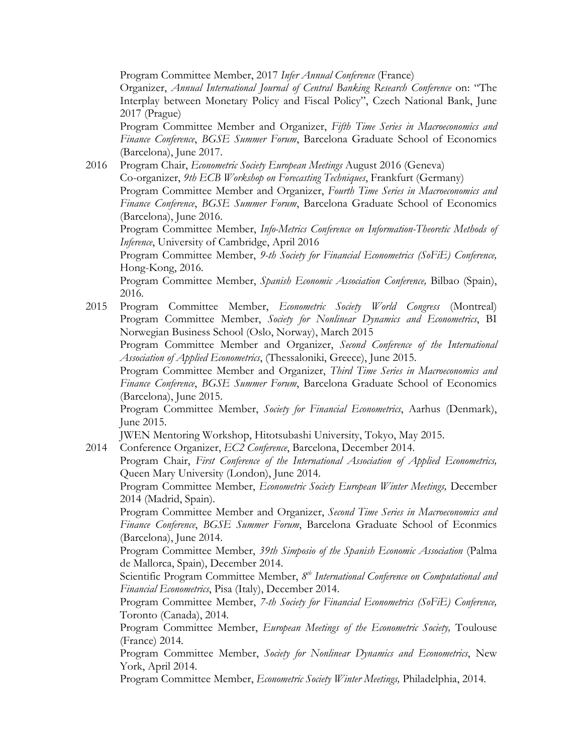Program Committee Member, 2017 *Infer Annual Conference* (France)
Organizer, *Annual International Journal of Central Banking Research Conference* on: "The Interplay between Monetary Policy and Fiscal Policy", Czech National Bank, June 2017 (Prague)
Program Committee Member and Organizer, *Fifth Time Series in Macroeconomics and Finance Conference*, *BGSE Summer Forum*, Barcelona Graduate School of Economics (Barcelona), June 2017.

2016 Program Chair, *Econometric Society European Meetings* August 2016 (Geneva)
Co-organizer, *9th ECB Workshop on Forecasting Techniques*, Frankfurt (Germany)
Program Committee Member and Organizer, *Fourth Time Series in Macroeconomics and Finance Conference*, *BGSE Summer Forum*, Barcelona Graduate School of Economics (Barcelona), June 2016.
Program Committee Member, *Info-Metrics Conference on Information-Theoretic Methods of Inference*, University of Cambridge, April 2016
Program Committee Member, *9-th Society for Financial Econometrics (SoFiE) Conference,* Hong-Kong, 2016.
Program Committee Member, *Spanish Economic Association Conference,* Bilbao (Spain), 2016.

2015 Program Committee Member, *Econometric Society World Congress* (Montreal)
Program Committee Member, *Society for Nonlinear Dynamics and Econometrics*, BI Norwegian Business School (Oslo, Norway), March 2015
Program Committee Member and Organizer, *Second Conference of the International Association of Applied Econometrics*, (Thessaloniki, Greece), June 2015.
Program Committee Member and Organizer, *Third Time Series in Macroeconomics and Finance Conference*, *BGSE Summer Forum*, Barcelona Graduate School of Economics (Barcelona), June 2015.
Program Committee Member, *Society for Financial Econometrics*, Aarhus (Denmark), June 2015.
JWEN Mentoring Workshop, Hitotsubashi University, Tokyo, May 2015.

2014 Conference Organizer, *EC2 Conference*, Barcelona, December 2014.
Program Chair, *First Conference of the International Association of Applied Econometrics,* Queen Mary University (London), June 2014.
Program Committee Member, *Econometric Society European Winter Meetings,* December 2014 (Madrid, Spain).
Program Committee Member and Organizer, *Second Time Series in Macroeconomics and Finance Conference*, *BGSE Summer Forum*, Barcelona Graduate School of Econmics (Barcelona), June 2014.
Program Committee Member, *39th Simposio of the Spanish Economic Association* (Palma de Mallorca, Spain), December 2014.
Scientific Program Committee Member, *8th International Conference on Computational and Financial Econometrics*, Pisa (Italy), December 2014.
Program Committee Member, *7-th Society for Financial Econometrics (SoFiE) Conference,* Toronto (Canada), 2014.
Program Committee Member, *European Meetings of the Econometric Society,* Toulouse (France) 2014.
Program Committee Member, *Society for Nonlinear Dynamics and Econometrics*, New York, April 2014.
Program Committee Member, *Econometric Society Winter Meetings,* Philadelphia, 2014.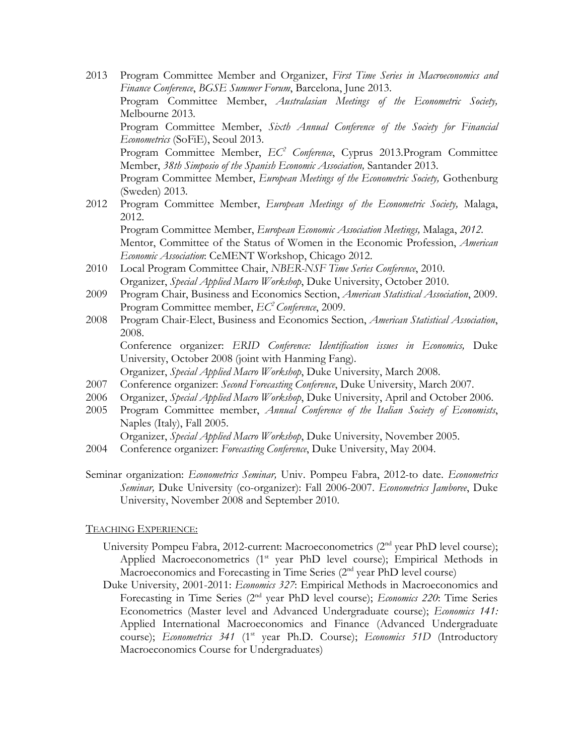2013 Program Committee Member and Organizer, *First Time Series in Macroeconomics and Finance Conference*, *BGSE Summer Forum*, Barcelona, June 2013.
Program Committee Member, *Australasian Meetings of the Econometric Society,* Melbourne 2013.
Program Committee Member, *Sixth Annual Conference of the Society for Financial Econometrics* (SoFiE), Seoul 2013.
Program Committee Member, *$EC^2$ Conference*, Cyprus 2013.Program Committee Member, *38th Simposio of the Spanish Economic Association,* Santander 2013.
Program Committee Member, *European Meetings of the Econometric Society,* Gothenburg (Sweden) 2013.

2012 Program Committee Member, *European Meetings of the Econometric Society,* Malaga, 2012.
Program Committee Member, *European Economic Association Meetings,* Malaga, *2012.*
Mentor, Committee of the Status of Women in the Economic Profession, *American Economic Association*: CeMENT Workshop, Chicago 2012.

2010 Local Program Committee Chair, *NBER-NSF Time Series Conference*, 2010.
Organizer, *Special Applied Macro Workshop*, Duke University, October 2010.

2009 Program Chair, Business and Economics Section, *American Statistical Association*, 2009.
Program Committee member, *$EC^2$ Conference*, 2009.

2008 Program Chair-Elect, Business and Economics Section, *American Statistical Association*, 2008.
Conference organizer: *ERID Conference: Identification issues in Economics,* Duke University, October 2008 (joint with Hanming Fang).
Organizer, *Special Applied Macro Workshop*, Duke University, March 2008.

2007 Conference organizer: *Second Forecasting Conference*, Duke University, March 2007.

2006 Organizer, *Special Applied Macro Workshop*, Duke University, April and October 2006.

2005 Program Committee member, *Annual Conference of the Italian Society of Economists*, Naples (Italy), Fall 2005.
Organizer, *Special Applied Macro Workshop*, Duke University, November 2005.

2004 Conference organizer: *Forecasting Conference*, Duke University, May 2004.

Seminar organization: *Econometrics Seminar,* Univ. Pompeu Fabra, 2012-to date. *Econometrics Seminar,* Duke University (co-organizer): Fall 2006-2007. *Econometrics Jamboree*, Duke University, November 2008 and September 2010.

## TEACHING EXPERIENCE:

University Pompeu Fabra, 2012-current: Macroeconometrics (2nd year PhD level course); Applied Macroeconometrics (1st year PhD level course); Empirical Methods in Macroeconomics and Forecasting in Time Series (2nd year PhD level course)

Duke University, 2001-2011: *Economics 327*: Empirical Methods in Macroeconomics and Forecasting in Time Series (2nd year PhD level course); *Economics 220*: Time Series Econometrics (Master level and Advanced Undergraduate course); *Economics 141:* Applied International Macroeconomics and Finance (Advanced Undergraduate course); *Econometrics 341* (1st year Ph.D. Course); *Economics 51D* (Introductory Macroeconomics Course for Undergraduates)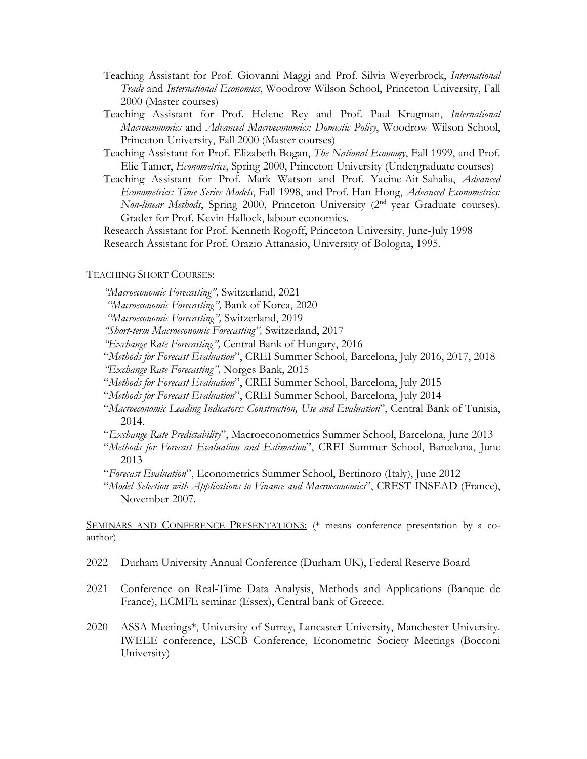Teaching Assistant for Prof. Giovanni Maggi and Prof. Silvia Weyerbrock, *International Trade* and *International Economics*, Woodrow Wilson School, Princeton University, Fall 2000 (Master courses)

Teaching Assistant for Prof. Helene Rey and Prof. Paul Krugman, *International Macroeconomics* and *Advanced Macroeconomics: Domestic Policy*, Woodrow Wilson School, Princeton University, Fall 2000 (Master courses)

Teaching Assistant for Prof. Elizabeth Bogan, *The National Economy*, Fall 1999, and Prof. Elie Tamer, *Econometrics*, Spring 2000, Princeton University (Undergraduate courses)

Teaching Assistant for Prof. Mark Watson and Prof. Yacine-Ait-Sahalia, *Advanced Econometrics: Time Series Models*, Fall 1998, and Prof. Han Hong, *Advanced Econometrics: Non-linear Methods*, Spring 2000, Princeton University (2nd year Graduate courses). Grader for Prof. Kevin Hallock, labour economics.

Research Assistant for Prof. Kenneth Rogoff, Princeton University, June-July 1998

Research Assistant for Prof. Orazio Attanasio, University of Bologna, 1995.

TEACHING SHORT COURSES:

*"Macroeconomic Forecasting",* Switzerland, 2021

*"Macroeconomic Forecasting",* Bank of Korea, 2020

*"Macroeconomic Forecasting",* Switzerland, 2019

*"Short-term Macroeconomic Forecasting",* Switzerland, 2017

*"Exchange Rate Forecasting",* Central Bank of Hungary, 2016

"*Methods for Forecast Evaluation*", CREI Summer School, Barcelona, July 2016, 2017, 2018

*"Exchange Rate Forecasting",* Norges Bank, 2015

"*Methods for Forecast Evaluation*", CREI Summer School, Barcelona, July 2015

"*Methods for Forecast Evaluation*", CREI Summer School, Barcelona, July 2014

"*Macroeconomic Leading Indicators: Construction, Use and Evaluation*", Central Bank of Tunisia, 2014.

"*Exchange Rate Predictability*", Macroeconometrics Summer School, Barcelona, June 2013

"*Methods for Forecast Evaluation and Estimation*", CREI Summer School, Barcelona, June 2013

"*Forecast Evaluation*", Econometrics Summer School, Bertinoro (Italy), June 2012

"*Model Selection with Applications to Finance and Macroeconomics*", CREST-INSEAD (France), November 2007.

SEMINARS AND CONFERENCE PRESENTATIONS: (* means conference presentation by a co-author)

2022 Durham University Annual Conference (Durham UK), Federal Reserve Board

2021 Conference on Real-Time Data Analysis, Methods and Applications (Banque de France), ECMFE seminar (Essex), Central bank of Greece.

2020 ASSA Meetings*, University of Surrey, Lancaster University, Manchester University. IWEEE conference, ESCB Conference, Econometric Society Meetings (Bocconi University)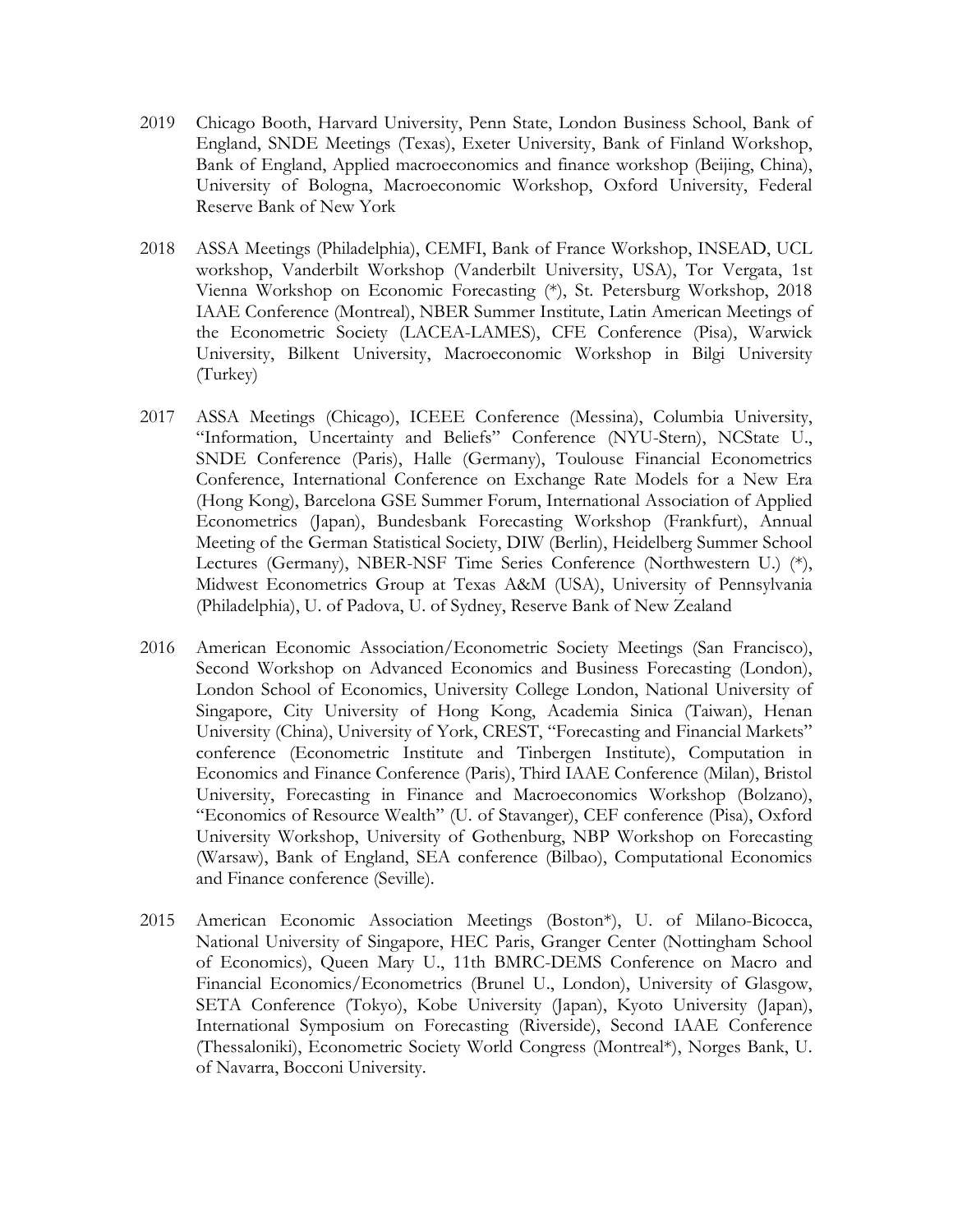2019 Chicago Booth, Harvard University, Penn State, London Business School, Bank of England, SNDE Meetings (Texas), Exeter University, Bank of Finland Workshop, Bank of England, Applied macroeconomics and finance workshop (Beijing, China), University of Bologna, Macroeconomic Workshop, Oxford University, Federal Reserve Bank of New York

2018 ASSA Meetings (Philadelphia), CEMFI, Bank of France Workshop, INSEAD, UCL workshop, Vanderbilt Workshop (Vanderbilt University, USA), Tor Vergata, 1st Vienna Workshop on Economic Forecasting (*), St. Petersburg Workshop, 2018 IAAE Conference (Montreal), NBER Summer Institute, Latin American Meetings of the Econometric Society (LACEA-LAMES), CFE Conference (Pisa), Warwick University, Bilkent University, Macroeconomic Workshop in Bilgi University (Turkey)

2017 ASSA Meetings (Chicago), ICEEE Conference (Messina), Columbia University, "Information, Uncertainty and Beliefs" Conference (NYU-Stern), NCState U., SNDE Conference (Paris), Halle (Germany), Toulouse Financial Econometrics Conference, International Conference on Exchange Rate Models for a New Era (Hong Kong), Barcelona GSE Summer Forum, International Association of Applied Econometrics (Japan), Bundesbank Forecasting Workshop (Frankfurt), Annual Meeting of the German Statistical Society, DIW (Berlin), Heidelberg Summer School Lectures (Germany), NBER-NSF Time Series Conference (Northwestern U.) (*), Midwest Econometrics Group at Texas A&M (USA), University of Pennsylvania (Philadelphia), U. of Padova, U. of Sydney, Reserve Bank of New Zealand

2016 American Economic Association/Econometric Society Meetings (San Francisco), Second Workshop on Advanced Economics and Business Forecasting (London), London School of Economics, University College London, National University of Singapore, City University of Hong Kong, Academia Sinica (Taiwan), Henan University (China), University of York, CREST, "Forecasting and Financial Markets" conference (Econometric Institute and Tinbergen Institute), Computation in Economics and Finance Conference (Paris), Third IAAE Conference (Milan), Bristol University, Forecasting in Finance and Macroeconomics Workshop (Bolzano), "Economics of Resource Wealth" (U. of Stavanger), CEF conference (Pisa), Oxford University Workshop, University of Gothenburg, NBP Workshop on Forecasting (Warsaw), Bank of England, SEA conference (Bilbao), Computational Economics and Finance conference (Seville).

2015 American Economic Association Meetings (Boston*), U. of Milano-Bicocca, National University of Singapore, HEC Paris, Granger Center (Nottingham School of Economics), Queen Mary U., 11th BMRC-DEMS Conference on Macro and Financial Economics/Econometrics (Brunel U., London), University of Glasgow, SETA Conference (Tokyo), Kobe University (Japan), Kyoto University (Japan), International Symposium on Forecasting (Riverside), Second IAAE Conference (Thessaloniki), Econometric Society World Congress (Montreal*), Norges Bank, U. of Navarra, Bocconi University.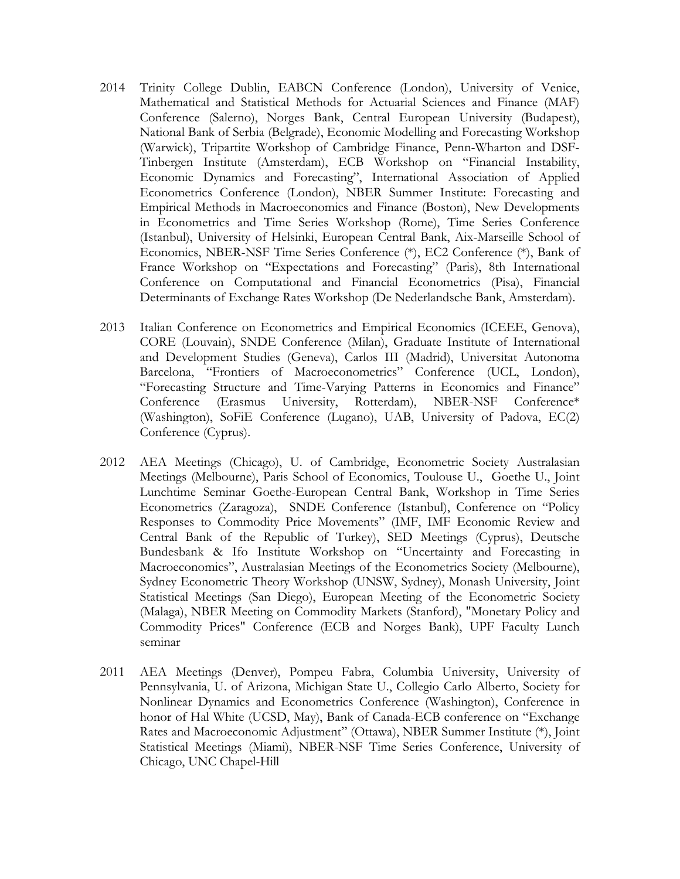2014 Trinity College Dublin, EABCN Conference (London), University of Venice, Mathematical and Statistical Methods for Actuarial Sciences and Finance (MAF) Conference (Salerno), Norges Bank, Central European University (Budapest), National Bank of Serbia (Belgrade), Economic Modelling and Forecasting Workshop (Warwick), Tripartite Workshop of Cambridge Finance, Penn-Wharton and DSF-Tinbergen Institute (Amsterdam), ECB Workshop on "Financial Instability, Economic Dynamics and Forecasting", International Association of Applied Econometrics Conference (London), NBER Summer Institute: Forecasting and Empirical Methods in Macroeconomics and Finance (Boston), New Developments in Econometrics and Time Series Workshop (Rome), Time Series Conference (Istanbul), University of Helsinki, European Central Bank, Aix-Marseille School of Economics, NBER-NSF Time Series Conference (*), EC2 Conference (*), Bank of France Workshop on "Expectations and Forecasting" (Paris), 8th International Conference on Computational and Financial Econometrics (Pisa), Financial Determinants of Exchange Rates Workshop (De Nederlandsche Bank, Amsterdam).

2013 Italian Conference on Econometrics and Empirical Economics (ICEEE, Genova), CORE (Louvain), SNDE Conference (Milan), Graduate Institute of International and Development Studies (Geneva), Carlos III (Madrid), Universitat Autonoma Barcelona, "Frontiers of Macroeconometrics" Conference (UCL, London), "Forecasting Structure and Time-Varying Patterns in Economics and Finance" Conference (Erasmus University, Rotterdam), NBER-NSF Conference* (Washington), SoFiE Conference (Lugano), UAB, University of Padova, EC(2) Conference (Cyprus).

2012 AEA Meetings (Chicago), U. of Cambridge, Econometric Society Australasian Meetings (Melbourne), Paris School of Economics, Toulouse U., Goethe U., Joint Lunchtime Seminar Goethe-European Central Bank, Workshop in Time Series Econometrics (Zaragoza), SNDE Conference (Istanbul), Conference on "Policy Responses to Commodity Price Movements" (IMF, IMF Economic Review and Central Bank of the Republic of Turkey), SED Meetings (Cyprus), Deutsche Bundesbank & Ifo Institute Workshop on "Uncertainty and Forecasting in Macroeconomics", Australasian Meetings of the Econometrics Society (Melbourne), Sydney Econometric Theory Workshop (UNSW, Sydney), Monash University, Joint Statistical Meetings (San Diego), European Meeting of the Econometric Society (Malaga), NBER Meeting on Commodity Markets (Stanford), "Monetary Policy and Commodity Prices" Conference (ECB and Norges Bank), UPF Faculty Lunch seminar

2011 AEA Meetings (Denver), Pompeu Fabra, Columbia University, University of Pennsylvania, U. of Arizona, Michigan State U., Collegio Carlo Alberto, Society for Nonlinear Dynamics and Econometrics Conference (Washington), Conference in honor of Hal White (UCSD, May), Bank of Canada-ECB conference on "Exchange Rates and Macroeconomic Adjustment" (Ottawa), NBER Summer Institute (*), Joint Statistical Meetings (Miami), NBER-NSF Time Series Conference, University of Chicago, UNC Chapel-Hill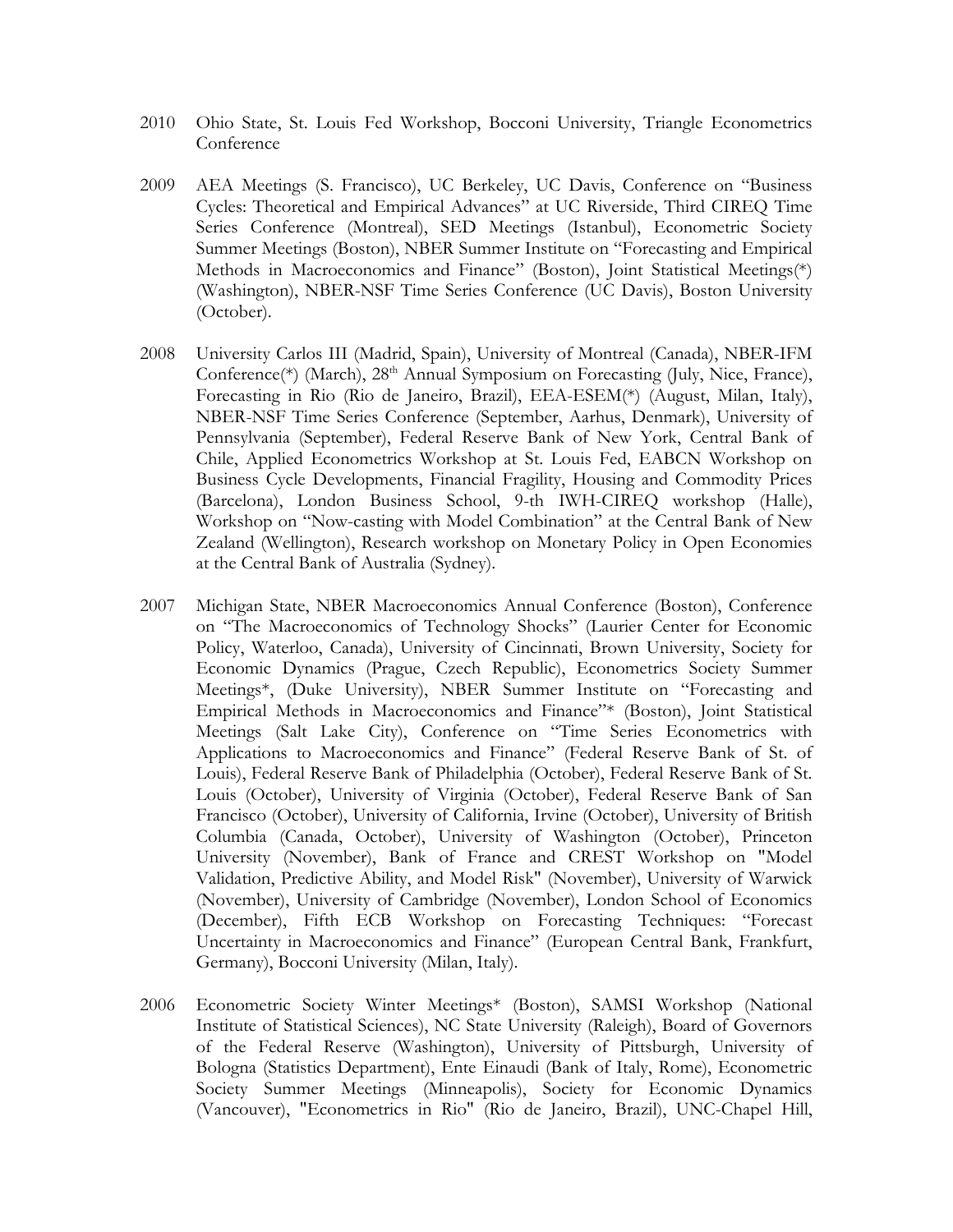2010 Ohio State, St. Louis Fed Workshop, Bocconi University, Triangle Econometrics Conference

2009 AEA Meetings (S. Francisco), UC Berkeley, UC Davis, Conference on "Business Cycles: Theoretical and Empirical Advances" at UC Riverside, Third CIREQ Time Series Conference (Montreal), SED Meetings (Istanbul), Econometric Society Summer Meetings (Boston), NBER Summer Institute on "Forecasting and Empirical Methods in Macroeconomics and Finance" (Boston), Joint Statistical Meetings(*) (Washington), NBER-NSF Time Series Conference (UC Davis), Boston University (October).

2008 University Carlos III (Madrid, Spain), University of Montreal (Canada), NBER-IFM Conference(*) (March), 28th Annual Symposium on Forecasting (July, Nice, France), Forecasting in Rio (Rio de Janeiro, Brazil), EEA-ESEM(*) (August, Milan, Italy), NBER-NSF Time Series Conference (September, Aarhus, Denmark), University of Pennsylvania (September), Federal Reserve Bank of New York, Central Bank of Chile, Applied Econometrics Workshop at St. Louis Fed, EABCN Workshop on Business Cycle Developments, Financial Fragility, Housing and Commodity Prices (Barcelona), London Business School, 9-th IWH-CIREQ workshop (Halle), Workshop on "Now-casting with Model Combination" at the Central Bank of New Zealand (Wellington), Research workshop on Monetary Policy in Open Economies at the Central Bank of Australia (Sydney).

2007 Michigan State, NBER Macroeconomics Annual Conference (Boston), Conference on "The Macroeconomics of Technology Shocks" (Laurier Center for Economic Policy, Waterloo, Canada), University of Cincinnati, Brown University, Society for Economic Dynamics (Prague, Czech Republic), Econometrics Society Summer Meetings*, (Duke University), NBER Summer Institute on "Forecasting and Empirical Methods in Macroeconomics and Finance"* (Boston), Joint Statistical Meetings (Salt Lake City), Conference on "Time Series Econometrics with Applications to Macroeconomics and Finance" (Federal Reserve Bank of St. of Louis), Federal Reserve Bank of Philadelphia (October), Federal Reserve Bank of St. Louis (October), University of Virginia (October), Federal Reserve Bank of San Francisco (October), University of California, Irvine (October), University of British Columbia (Canada, October), University of Washington (October), Princeton University (November), Bank of France and CREST Workshop on "Model Validation, Predictive Ability, and Model Risk" (November), University of Warwick (November), University of Cambridge (November), London School of Economics (December), Fifth ECB Workshop on Forecasting Techniques: "Forecast Uncertainty in Macroeconomics and Finance" (European Central Bank, Frankfurt, Germany), Bocconi University (Milan, Italy).

2006 Econometric Society Winter Meetings* (Boston), SAMSI Workshop (National Institute of Statistical Sciences), NC State University (Raleigh), Board of Governors of the Federal Reserve (Washington), University of Pittsburgh, University of Bologna (Statistics Department), Ente Einaudi (Bank of Italy, Rome), Econometric Society Summer Meetings (Minneapolis), Society for Economic Dynamics (Vancouver), "Econometrics in Rio" (Rio de Janeiro, Brazil), UNC-Chapel Hill,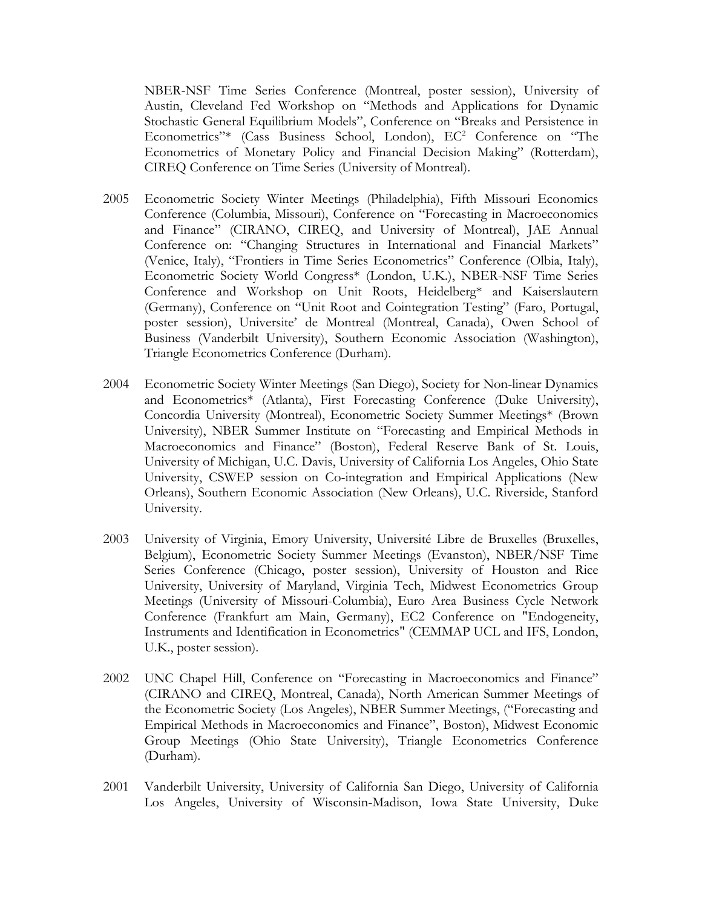NBER-NSF Time Series Conference (Montreal, poster session), University of Austin, Cleveland Fed Workshop on "Methods and Applications for Dynamic Stochastic General Equilibrium Models", Conference on "Breaks and Persistence in Econometrics"* (Cass Business School, London), EC$^2$ Conference on "The Econometrics of Monetary Policy and Financial Decision Making" (Rotterdam), CIREQ Conference on Time Series (University of Montreal).

2005 Econometric Society Winter Meetings (Philadelphia), Fifth Missouri Economics Conference (Columbia, Missouri), Conference on "Forecasting in Macroeconomics and Finance" (CIRANO, CIREQ, and University of Montreal), JAE Annual Conference on: "Changing Structures in International and Financial Markets" (Venice, Italy), "Frontiers in Time Series Econometrics" Conference (Olbia, Italy), Econometric Society World Congress* (London, U.K.), NBER-NSF Time Series Conference and Workshop on Unit Roots, Heidelberg* and Kaiserslautern (Germany), Conference on "Unit Root and Cointegration Testing" (Faro, Portugal, poster session), Universite' de Montreal (Montreal, Canada), Owen School of Business (Vanderbilt University), Southern Economic Association (Washington), Triangle Econometrics Conference (Durham).

2004 Econometric Society Winter Meetings (San Diego), Society for Non-linear Dynamics and Econometrics* (Atlanta), First Forecasting Conference (Duke University), Concordia University (Montreal), Econometric Society Summer Meetings* (Brown University), NBER Summer Institute on "Forecasting and Empirical Methods in Macroeconomics and Finance" (Boston), Federal Reserve Bank of St. Louis, University of Michigan, U.C. Davis, University of California Los Angeles, Ohio State University, CSWEP session on Co-integration and Empirical Applications (New Orleans), Southern Economic Association (New Orleans), U.C. Riverside, Stanford University.

2003 University of Virginia, Emory University, Université Libre de Bruxelles (Bruxelles, Belgium), Econometric Society Summer Meetings (Evanston), NBER/NSF Time Series Conference (Chicago, poster session), University of Houston and Rice University, University of Maryland, Virginia Tech, Midwest Econometrics Group Meetings (University of Missouri-Columbia), Euro Area Business Cycle Network Conference (Frankfurt am Main, Germany), EC2 Conference on "Endogeneity, Instruments and Identification in Econometrics" (CEMMAP UCL and IFS, London, U.K., poster session).

2002 UNC Chapel Hill, Conference on "Forecasting in Macroeconomics and Finance" (CIRANO and CIREQ, Montreal, Canada), North American Summer Meetings of the Econometric Society (Los Angeles), NBER Summer Meetings, ("Forecasting and Empirical Methods in Macroeconomics and Finance", Boston), Midwest Economic Group Meetings (Ohio State University), Triangle Econometrics Conference (Durham).

2001 Vanderbilt University, University of California San Diego, University of California Los Angeles, University of Wisconsin-Madison, Iowa State University, Duke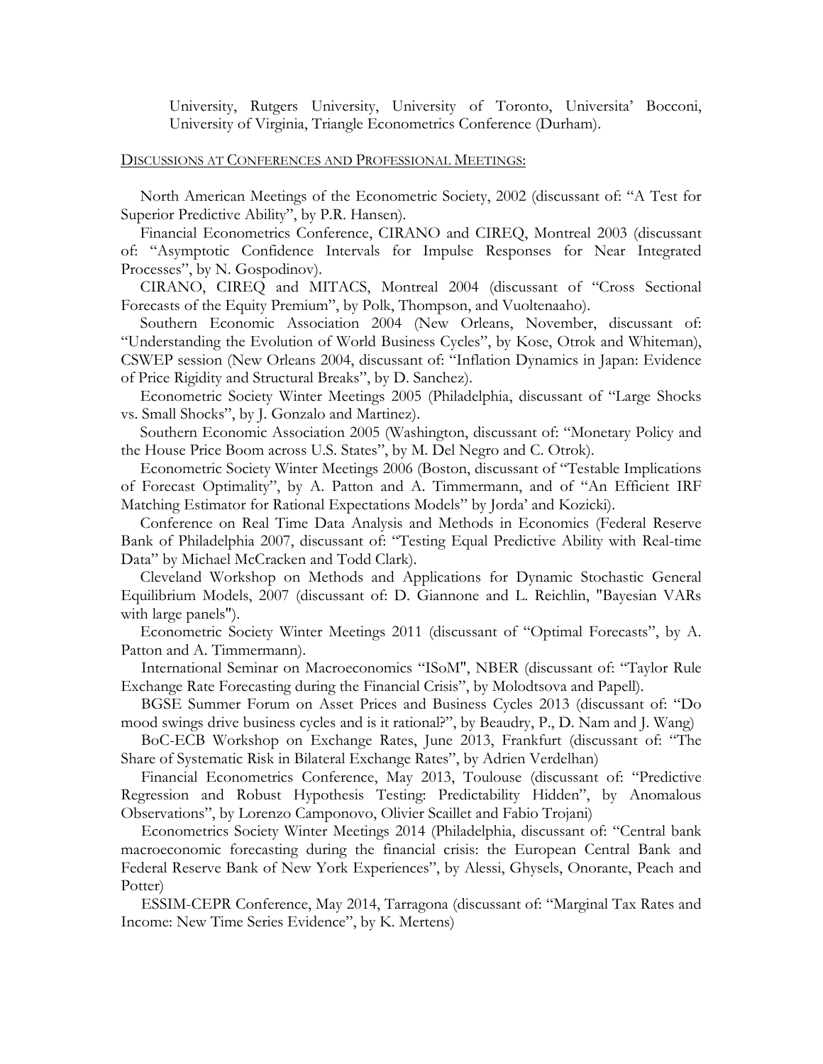University, Rutgers University, University of Toronto, Universita' Bocconi, University of Virginia, Triangle Econometrics Conference (Durham).

## DISCUSSIONS AT CONFERENCES AND PROFESSIONAL MEETINGS:

North American Meetings of the Econometric Society, 2002 (discussant of: "A Test for Superior Predictive Ability", by P.R. Hansen).

Financial Econometrics Conference, CIRANO and CIREQ, Montreal 2003 (discussant of: "Asymptotic Confidence Intervals for Impulse Responses for Near Integrated Processes", by N. Gospodinov).

CIRANO, CIREQ and MITACS, Montreal 2004 (discussant of "Cross Sectional Forecasts of the Equity Premium", by Polk, Thompson, and Vuoltenaaho).

Southern Economic Association 2004 (New Orleans, November, discussant of: "Understanding the Evolution of World Business Cycles", by Kose, Otrok and Whiteman), CSWEP session (New Orleans 2004, discussant of: "Inflation Dynamics in Japan: Evidence of Price Rigidity and Structural Breaks", by D. Sanchez).

Econometric Society Winter Meetings 2005 (Philadelphia, discussant of "Large Shocks vs. Small Shocks", by J. Gonzalo and Martinez).

Southern Economic Association 2005 (Washington, discussant of: "Monetary Policy and the House Price Boom across U.S. States", by M. Del Negro and C. Otrok).

Econometric Society Winter Meetings 2006 (Boston, discussant of "Testable Implications of Forecast Optimality", by A. Patton and A. Timmermann, and of "An Efficient IRF Matching Estimator for Rational Expectations Models" by Jorda' and Kozicki).

Conference on Real Time Data Analysis and Methods in Economics (Federal Reserve Bank of Philadelphia 2007, discussant of: "Testing Equal Predictive Ability with Real-time Data" by Michael McCracken and Todd Clark).

Cleveland Workshop on Methods and Applications for Dynamic Stochastic General Equilibrium Models, 2007 (discussant of: D. Giannone and L. Reichlin, "Bayesian VARs with large panels").

Econometric Society Winter Meetings 2011 (discussant of "Optimal Forecasts", by A. Patton and A. Timmermann).

International Seminar on Macroeconomics "ISoM", NBER (discussant of: "Taylor Rule Exchange Rate Forecasting during the Financial Crisis", by Molodtsova and Papell).

BGSE Summer Forum on Asset Prices and Business Cycles 2013 (discussant of: "Do mood swings drive business cycles and is it rational?", by Beaudry, P., D. Nam and J. Wang)

BoC-ECB Workshop on Exchange Rates, June 2013, Frankfurt (discussant of: "The Share of Systematic Risk in Bilateral Exchange Rates", by Adrien Verdelhan)

Financial Econometrics Conference, May 2013, Toulouse (discussant of: "Predictive Regression and Robust Hypothesis Testing: Predictability Hidden", by Anomalous Observations", by Lorenzo Camponovo, Olivier Scaillet and Fabio Trojani)

Econometrics Society Winter Meetings 2014 (Philadelphia, discussant of: "Central bank macroeconomic forecasting during the financial crisis: the European Central Bank and Federal Reserve Bank of New York Experiences", by Alessi, Ghysels, Onorante, Peach and Potter)

ESSIM-CEPR Conference, May 2014, Tarragona (discussant of: "Marginal Tax Rates and Income: New Time Series Evidence", by K. Mertens)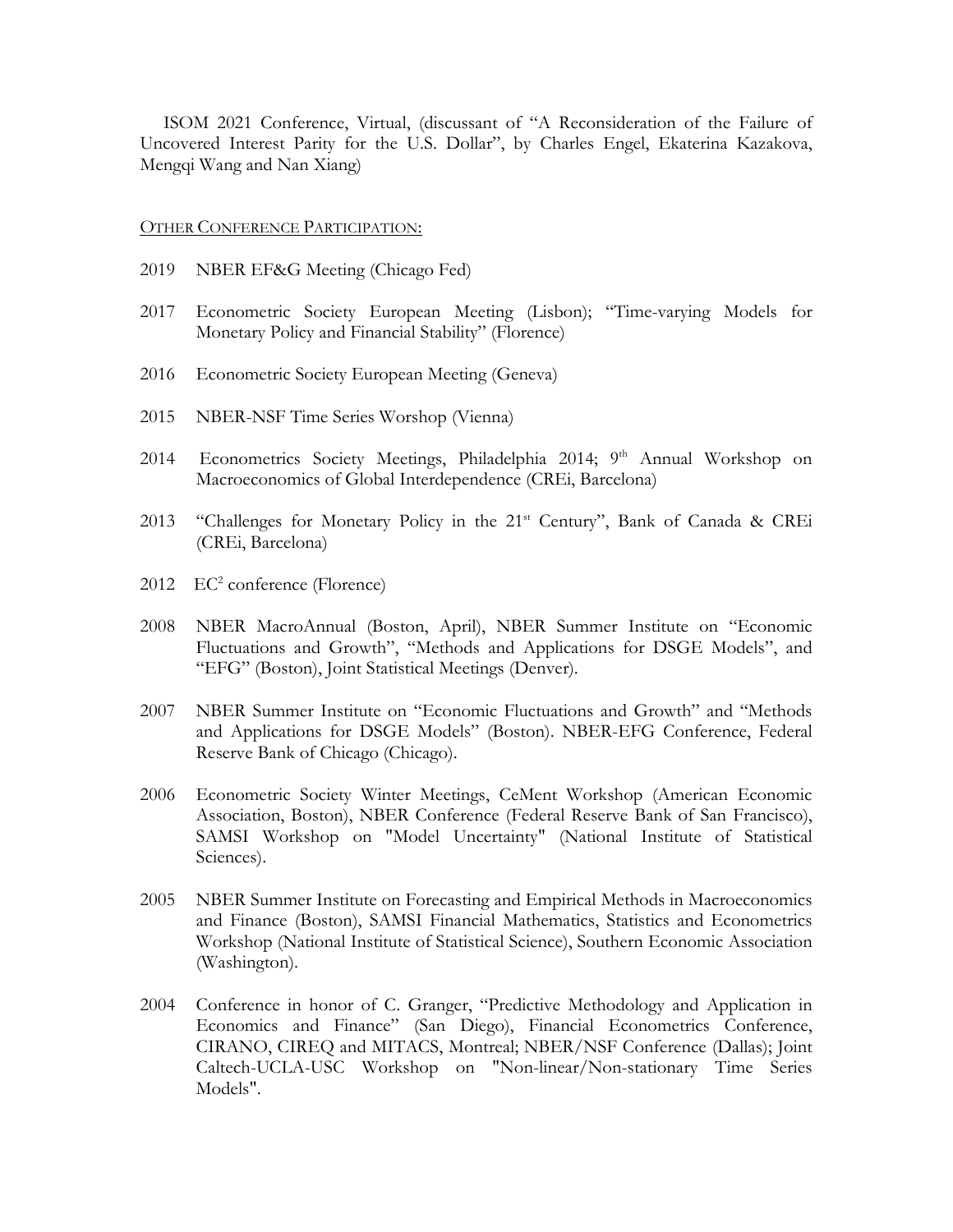ISOM 2021 Conference, Virtual, (discussant of "A Reconsideration of the Failure of Uncovered Interest Parity for the U.S. Dollar", by Charles Engel, Ekaterina Kazakova, Mengqi Wang and Nan Xiang)

OTHER CONFERENCE PARTICIPATION:

2019 NBER EF&G Meeting (Chicago Fed)

2017 Econometric Society European Meeting (Lisbon); "Time-varying Models for Monetary Policy and Financial Stability" (Florence)

2016 Econometric Society European Meeting (Geneva)

2015 NBER-NSF Time Series Worshop (Vienna)

2014 Econometrics Society Meetings, Philadelphia 2014; 9th Annual Workshop on Macroeconomics of Global Interdependence (CREi, Barcelona)

2013 "Challenges for Monetary Policy in the 21st Century", Bank of Canada & CREi (CREi, Barcelona)

2012 EC$^2$ conference (Florence)

2008 NBER MacroAnnual (Boston, April), NBER Summer Institute on "Economic Fluctuations and Growth", "Methods and Applications for DSGE Models", and "EFG" (Boston), Joint Statistical Meetings (Denver).

2007 NBER Summer Institute on "Economic Fluctuations and Growth" and "Methods and Applications for DSGE Models" (Boston). NBER-EFG Conference, Federal Reserve Bank of Chicago (Chicago).

2006 Econometric Society Winter Meetings, CeMent Workshop (American Economic Association, Boston), NBER Conference (Federal Reserve Bank of San Francisco), SAMSI Workshop on "Model Uncertainty" (National Institute of Statistical Sciences).

2005 NBER Summer Institute on Forecasting and Empirical Methods in Macroeconomics and Finance (Boston), SAMSI Financial Mathematics, Statistics and Econometrics Workshop (National Institute of Statistical Science), Southern Economic Association (Washington).

2004 Conference in honor of C. Granger, "Predictive Methodology and Application in Economics and Finance" (San Diego), Financial Econometrics Conference, CIRANO, CIREQ and MITACS, Montreal; NBER/NSF Conference (Dallas); Joint Caltech-UCLA-USC Workshop on "Non-linear/Non-stationary Time Series Models".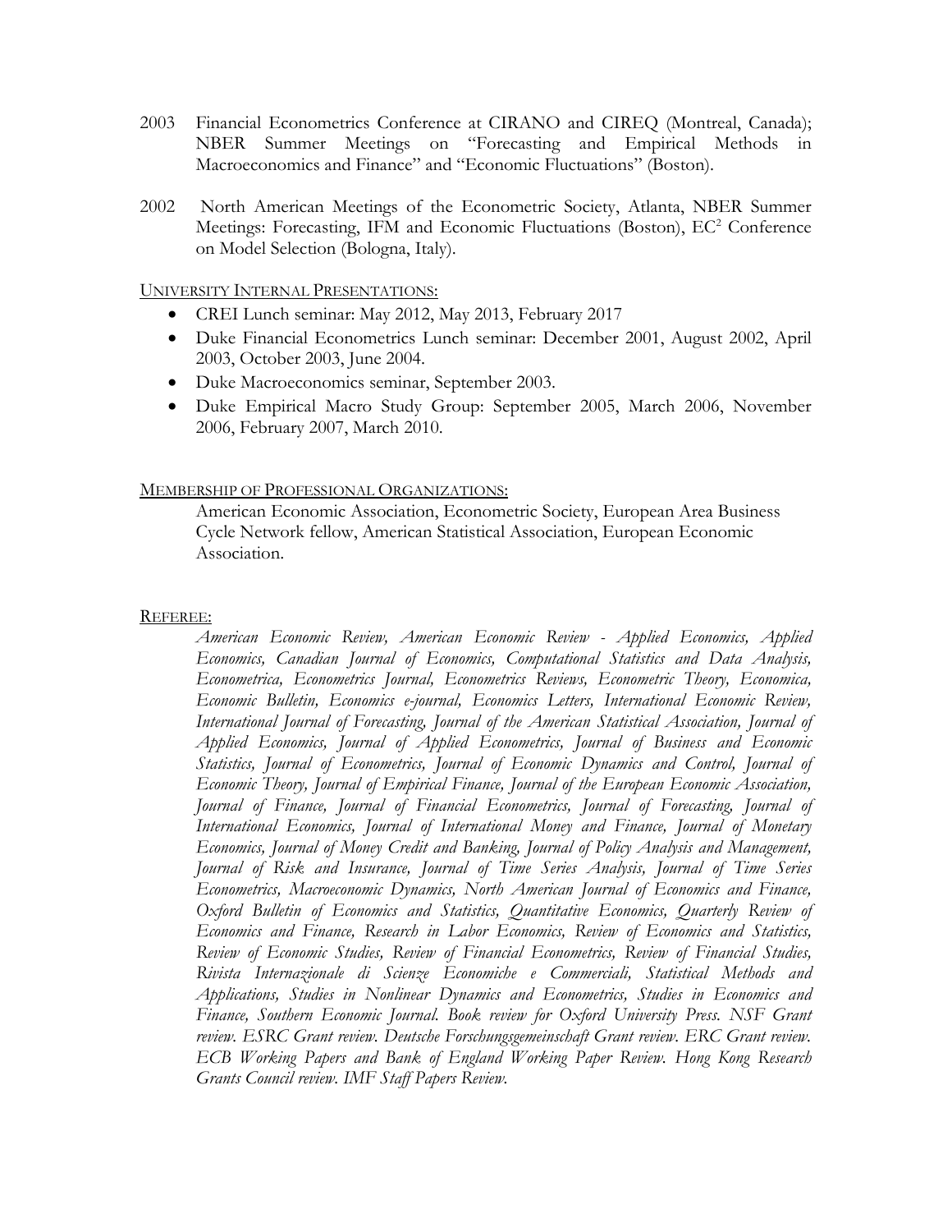2003 Financial Econometrics Conference at CIRANO and CIREQ (Montreal, Canada); NBER Summer Meetings on "Forecasting and Empirical Methods in Macroeconomics and Finance" and "Economic Fluctuations" (Boston).

2002 North American Meetings of the Econometric Society, Atlanta, NBER Summer Meetings: Forecasting, IFM and Economic Fluctuations (Boston), $EC^2$ Conference on Model Selection (Bologna, Italy).

UNIVERSITY INTERNAL PRESENTATIONS:

- CREI Lunch seminar: May 2012, May 2013, February 2017
- Duke Financial Econometrics Lunch seminar: December 2001, August 2002, April 2003, October 2003, June 2004.
- Duke Macroeconomics seminar, September 2003.
- Duke Empirical Macro Study Group: September 2005, March 2006, November 2006, February 2007, March 2010.

MEMBERSHIP OF PROFESSIONAL ORGANIZATIONS:

American Economic Association, Econometric Society, European Area Business Cycle Network fellow, American Statistical Association, European Economic Association.

REFEREE:

*American Economic Review, American Economic Review - Applied Economics, Applied Economics, Canadian Journal of Economics, Computational Statistics and Data Analysis, Econometrica, Econometrics Journal, Econometrics Reviews, Econometric Theory, Economica, Economic Bulletin, Economics e-journal, Economics Letters, International Economic Review, International Journal of Forecasting, Journal of the American Statistical Association, Journal of Applied Economics, Journal of Applied Econometrics, Journal of Business and Economic Statistics, Journal of Econometrics, Journal of Economic Dynamics and Control, Journal of Economic Theory, Journal of Empirical Finance, Journal of the European Economic Association, Journal of Finance, Journal of Financial Econometrics, Journal of Forecasting, Journal of International Economics, Journal of International Money and Finance, Journal of Monetary Economics, Journal of Money Credit and Banking, Journal of Policy Analysis and Management, Journal of Risk and Insurance, Journal of Time Series Analysis, Journal of Time Series Econometrics, Macroeconomic Dynamics, North American Journal of Economics and Finance, Oxford Bulletin of Economics and Statistics, Quantitative Economics, Quarterly Review of Economics and Finance, Research in Labor Economics, Review of Economics and Statistics, Review of Economic Studies, Review of Financial Econometrics, Review of Financial Studies, Rivista Internazionale di Scienze Economiche e Commerciali, Statistical Methods and Applications, Studies in Nonlinear Dynamics and Econometrics, Studies in Economics and Finance, Southern Economic Journal. Book review for Oxford University Press. NSF Grant review. ESRC Grant review. Deutsche Forschungsgemeinschaft Grant review. ERC Grant review. ECB Working Papers and Bank of England Working Paper Review. Hong Kong Research Grants Council review. IMF Staff Papers Review.*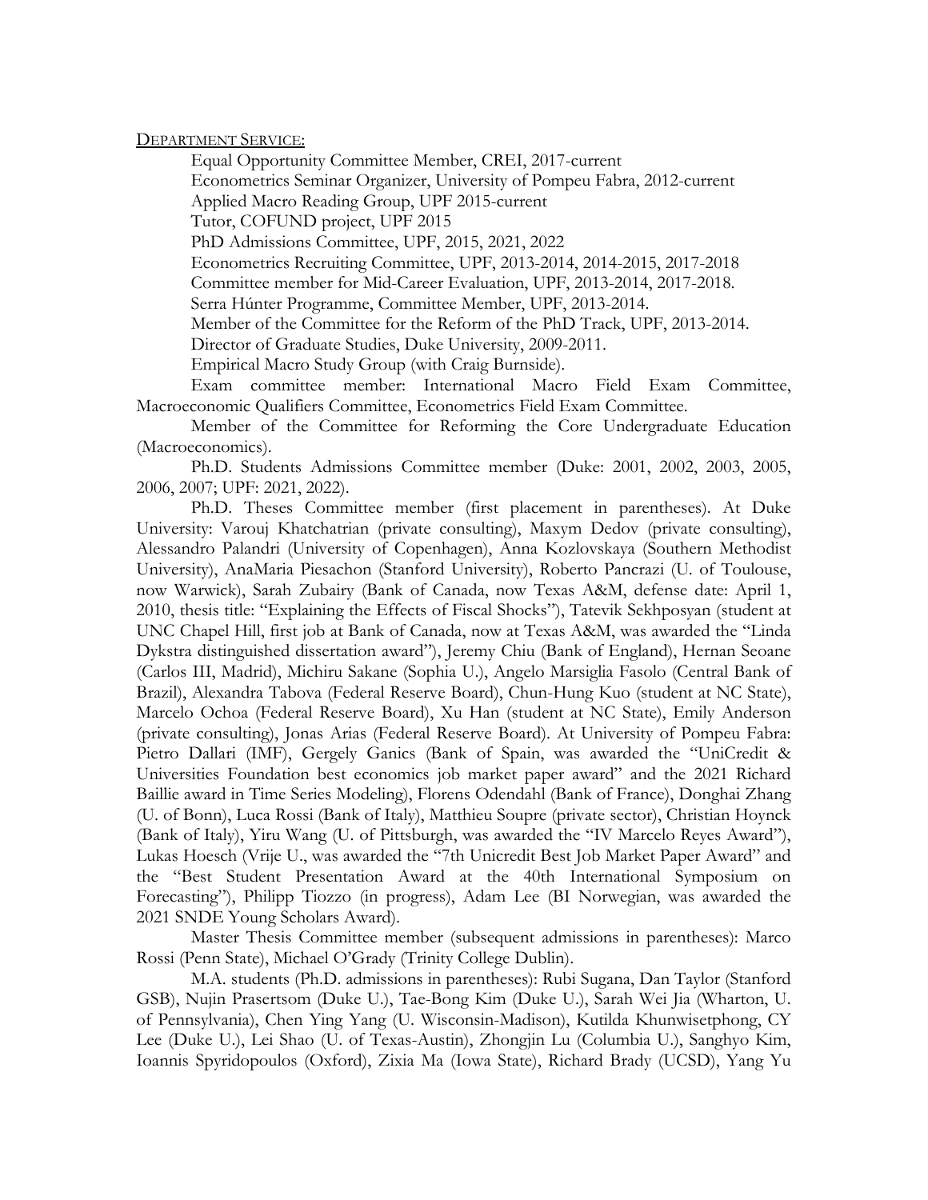## DEPARTMENT SERVICE:

Equal Opportunity Committee Member, CREI, 2017-current

Econometrics Seminar Organizer, University of Pompeu Fabra, 2012-current

Applied Macro Reading Group, UPF 2015-current

Tutor, COFUND project, UPF 2015

PhD Admissions Committee, UPF, 2015, 2021, 2022

Econometrics Recruiting Committee, UPF, 2013-2014, 2014-2015, 2017-2018

Committee member for Mid-Career Evaluation, UPF, 2013-2014, 2017-2018.

Serra Húnter Programme, Committee Member, UPF, 2013-2014.

Member of the Committee for the Reform of the PhD Track, UPF, 2013-2014.

Director of Graduate Studies, Duke University, 2009-2011.

Empirical Macro Study Group (with Craig Burnside).

Exam committee member: International Macro Field Exam Committee, Macroeconomic Qualifiers Committee, Econometrics Field Exam Committee.

Member of the Committee for Reforming the Core Undergraduate Education (Macroeconomics).

Ph.D. Students Admissions Committee member (Duke: 2001, 2002, 2003, 2005, 2006, 2007; UPF: 2021, 2022).

Ph.D. Theses Committee member (first placement in parentheses). At Duke University: Varouj Khatchatrian (private consulting), Maxym Dedov (private consulting), Alessandro Palandri (University of Copenhagen), Anna Kozlovskaya (Southern Methodist University), AnaMaria Piesachon (Stanford University), Roberto Pancrazi (U. of Toulouse, now Warwick), Sarah Zubairy (Bank of Canada, now Texas A&M, defense date: April 1, 2010, thesis title: "Explaining the Effects of Fiscal Shocks"), Tatevik Sekhposyan (student at UNC Chapel Hill, first job at Bank of Canada, now at Texas A&M, was awarded the "Linda Dykstra distinguished dissertation award"), Jeremy Chiu (Bank of England), Hernan Seoane (Carlos III, Madrid), Michiru Sakane (Sophia U.), Angelo Marsiglia Fasolo (Central Bank of Brazil), Alexandra Tabova (Federal Reserve Board), Chun-Hung Kuo (student at NC State), Marcelo Ochoa (Federal Reserve Board), Xu Han (student at NC State), Emily Anderson (private consulting), Jonas Arias (Federal Reserve Board). At University of Pompeu Fabra: Pietro Dallari (IMF), Gergely Ganics (Bank of Spain, was awarded the "UniCredit & Universities Foundation best economics job market paper award" and the 2021 Richard Baillie award in Time Series Modeling), Florens Odendahl (Bank of France), Donghai Zhang (U. of Bonn), Luca Rossi (Bank of Italy), Matthieu Soupre (private sector), Christian Hoynck (Bank of Italy), Yiru Wang (U. of Pittsburgh, was awarded the "IV Marcelo Reyes Award"), Lukas Hoesch (Vrije U., was awarded the "7th Unicredit Best Job Market Paper Award" and the "Best Student Presentation Award at the 40th International Symposium on Forecasting"), Philipp Tiozzo (in progress), Adam Lee (BI Norwegian, was awarded the 2021 SNDE Young Scholars Award).

Master Thesis Committee member (subsequent admissions in parentheses): Marco Rossi (Penn State), Michael O'Grady (Trinity College Dublin).

M.A. students (Ph.D. admissions in parentheses): Rubi Sugana, Dan Taylor (Stanford GSB), Nujin Prasertsom (Duke U.), Tae-Bong Kim (Duke U.), Sarah Wei Jia (Wharton, U. of Pennsylvania), Chen Ying Yang (U. Wisconsin-Madison), Kutilda Khunwisetphong, CY Lee (Duke U.), Lei Shao (U. of Texas-Austin), Zhongjin Lu (Columbia U.), Sanghyo Kim, Ioannis Spyridopoulos (Oxford), Zixia Ma (Iowa State), Richard Brady (UCSD), Yang Yu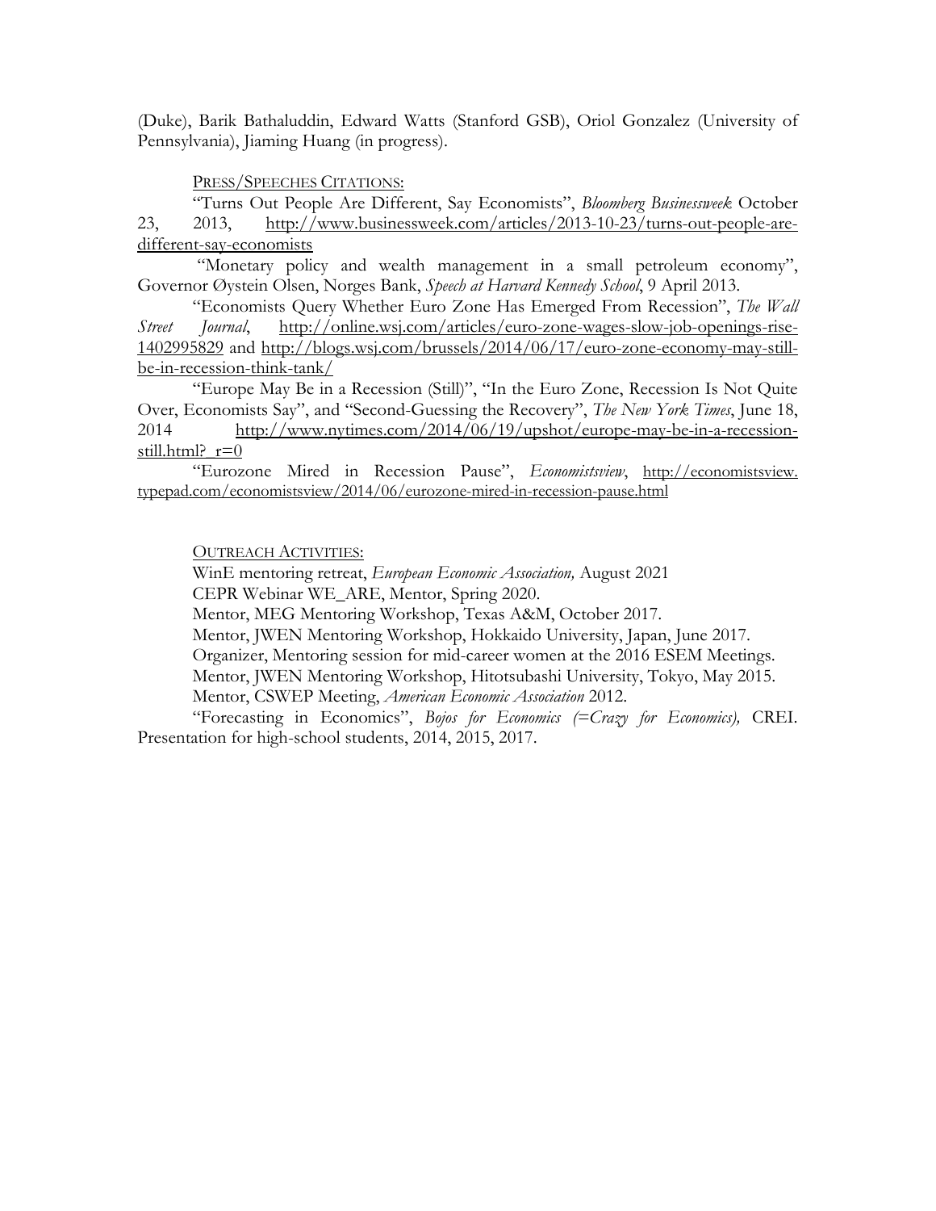(Duke), Barik Bathaluddin, Edward Watts (Stanford GSB), Oriol Gonzalez (University of Pennsylvania), Jiaming Huang (in progress).

PRESS/SPEECHES CITATIONS:

"Turns Out People Are Different, Say Economists", *Bloomberg Businessweek* October 23, 2013, http://www.businessweek.com/articles/2013-10-23/turns-out-people-are-different-say-economists

"Monetary policy and wealth management in a small petroleum economy", Governor Øystein Olsen, Norges Bank, *Speech at Harvard Kennedy School*, 9 April 2013.

"Economists Query Whether Euro Zone Has Emerged From Recession", *The Wall Street Journal*, http://online.wsj.com/articles/euro-zone-wages-slow-job-openings-rise-1402995829 and http://blogs.wsj.com/brussels/2014/06/17/euro-zone-economy-may-still-be-in-recession-think-tank/

"Europe May Be in a Recession (Still)", "In the Euro Zone, Recession Is Not Quite Over, Economists Say", and "Second-Guessing the Recovery", *The New York Times*, June 18, 2014 http://www.nytimes.com/2014/06/19/upshot/europe-may-be-in-a-recession-still.html?_r=0

"Eurozone Mired in Recession Pause", *Economistsview*, http://economistsview.typepad.com/economistsview/2014/06/eurozone-mired-in-recession-pause.html

OUTREACH ACTIVITIES:

WinE mentoring retreat, *European Economic Association,* August 2021

CEPR Webinar WE_ARE, Mentor, Spring 2020.

Mentor, MEG Mentoring Workshop, Texas A&M, October 2017.

Mentor, JWEN Mentoring Workshop, Hokkaido University, Japan, June 2017.

Organizer, Mentoring session for mid-career women at the 2016 ESEM Meetings.

Mentor, JWEN Mentoring Workshop, Hitotsubashi University, Tokyo, May 2015.

Mentor, CSWEP Meeting, *American Economic Association* 2012.

"Forecasting in Economics", *Bojos for Economics (=Crazy for Economics),* CREI. Presentation for high-school students, 2014, 2015, 2017.